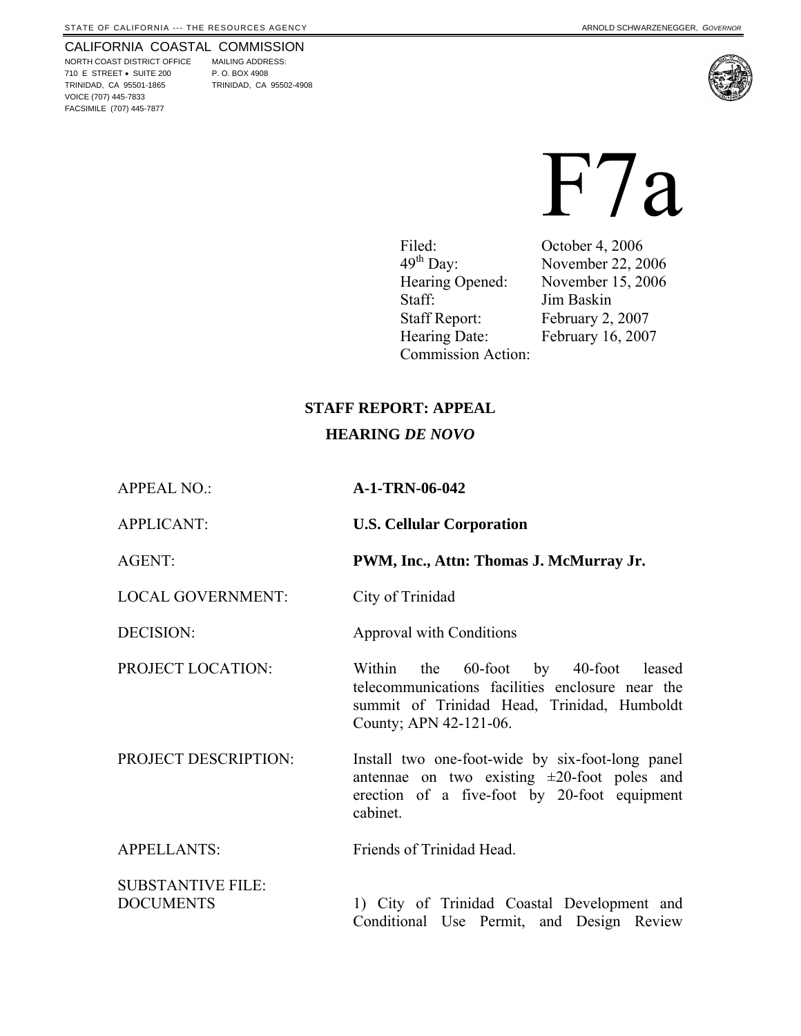STATE OF CALIFORNIA --- THE RESOURCES AGENCY

ARNOLD SCHWARZENEGGER, *GOVERNOR*

CALIFORNIA COASTAL COMMISSION
NORTH COAST DISTRICT OFFICE
710 E STREET • SUITE 200
TRINIDAD, CA 95501-1865
VOICE (707) 445-7833
FACSIMILE (707) 445-7877

MAILING ADDRESS:
P. O. BOX 4908
TRINIDAD, CA 95502-4908

# F7a

| | |
|---|---|
| Filed: | October 4, 2006 |
| 49th Day: | November 22, 2006 |
| Hearing Opened: | November 15, 2006 |
| Staff: | Jim Baskin |
| Staff Report: | February 2, 2007 |
| Hearing Date: | February 16, 2007 |
| Commission Action: | |

## STAFF REPORT: APPEAL
## HEARING *DE NOVO*

| | |
|---|---|
| APPEAL NO.: | **A-1-TRN-06-042** |
| APPLICANT: | **U.S. Cellular Corporation** |
| AGENT: | **PWM, Inc., Attn: Thomas J. McMurray Jr.** |
| LOCAL GOVERNMENT: | City of Trinidad |
| DECISION: | Approval with Conditions |
| PROJECT LOCATION: | Within the 60-foot by 40-foot leased telecommunications facilities enclosure near the summit of Trinidad Head, Trinidad, Humboldt County; APN 42-121-06. |
| PROJECT DESCRIPTION: | Install two one-foot-wide by six-foot-long panel antennae on two existing ±20-foot poles and erection of a five-foot by 20-foot equipment cabinet. |
| APPELLANTS: | Friends of Trinidad Head. |
| SUBSTANTIVE FILE: DOCUMENTS | 1) City of Trinidad Coastal Development and Conditional Use Permit, and Design Review |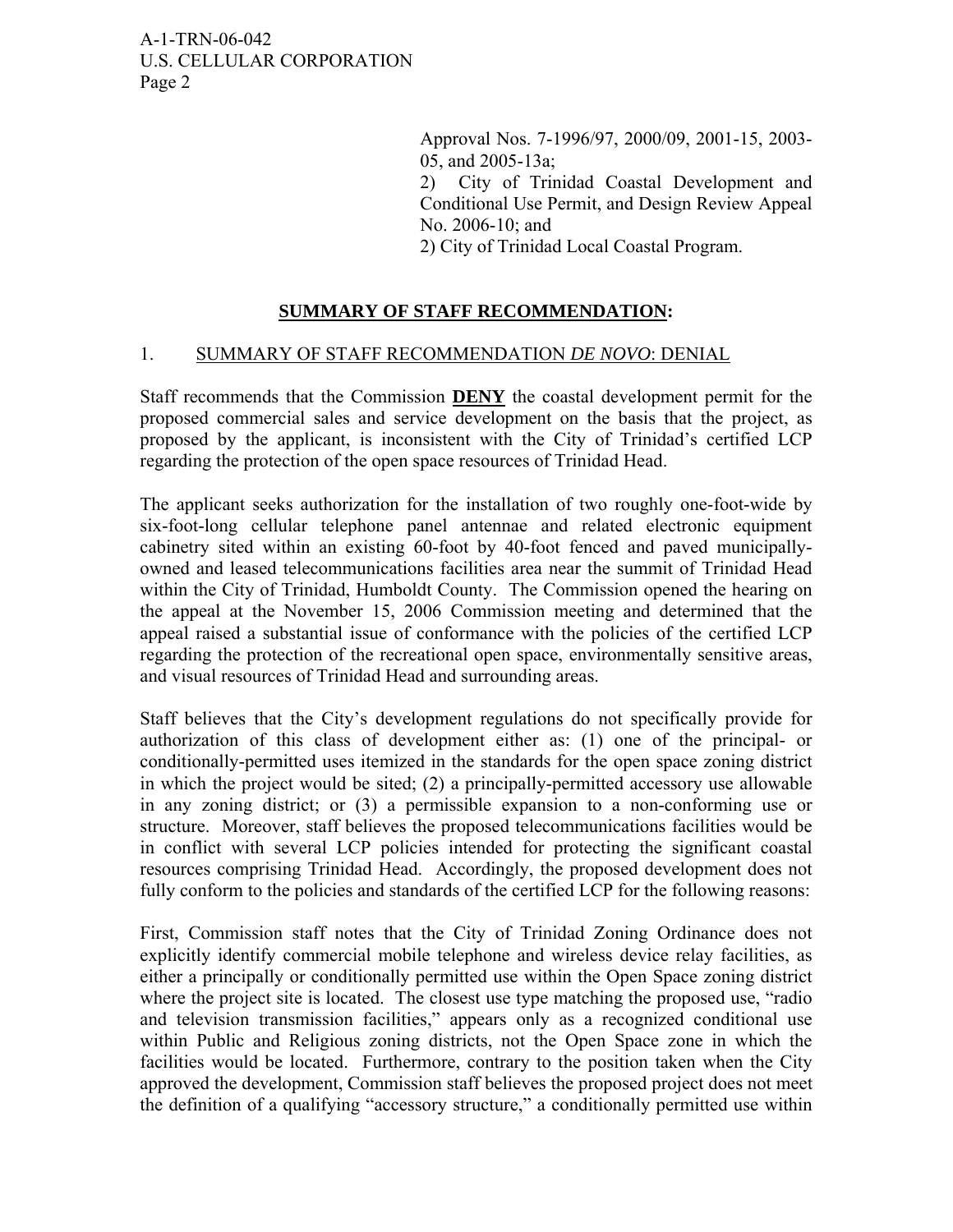Approval Nos. 7-1996/97, 2000/09, 2001-15, 2003-05, and 2005-13a;
2) City of Trinidad Coastal Development and Conditional Use Permit, and Design Review Appeal No. 2006-10; and
2) City of Trinidad Local Coastal Program.

## SUMMARY OF STAFF RECOMMENDATION:

### 1. SUMMARY OF STAFF RECOMMENDATION *DE NOVO*: DENIAL

Staff recommends that the Commission **DENY** the coastal development permit for the proposed commercial sales and service development on the basis that the project, as proposed by the applicant, is inconsistent with the City of Trinidad's certified LCP regarding the protection of the open space resources of Trinidad Head.

The applicant seeks authorization for the installation of two roughly one-foot-wide by six-foot-long cellular telephone panel antennae and related electronic equipment cabinetry sited within an existing 60-foot by 40-foot fenced and paved municipally-owned and leased telecommunications facilities area near the summit of Trinidad Head within the City of Trinidad, Humboldt County. The Commission opened the hearing on the appeal at the November 15, 2006 Commission meeting and determined that the appeal raised a substantial issue of conformance with the policies of the certified LCP regarding the protection of the recreational open space, environmentally sensitive areas, and visual resources of Trinidad Head and surrounding areas.

Staff believes that the City's development regulations do not specifically provide for authorization of this class of development either as: (1) one of the principal- or conditionally-permitted uses itemized in the standards for the open space zoning district in which the project would be sited; (2) a principally-permitted accessory use allowable in any zoning district; or (3) a permissible expansion to a non-conforming use or structure. Moreover, staff believes the proposed telecommunications facilities would be in conflict with several LCP policies intended for protecting the significant coastal resources comprising Trinidad Head. Accordingly, the proposed development does not fully conform to the policies and standards of the certified LCP for the following reasons:

First, Commission staff notes that the City of Trinidad Zoning Ordinance does not explicitly identify commercial mobile telephone and wireless device relay facilities, as either a principally or conditionally permitted use within the Open Space zoning district where the project site is located. The closest use type matching the proposed use, "radio and television transmission facilities," appears only as a recognized conditional use within Public and Religious zoning districts, not the Open Space zone in which the facilities would be located. Furthermore, contrary to the position taken when the City approved the development, Commission staff believes the proposed project does not meet the definition of a qualifying "accessory structure," a conditionally permitted use within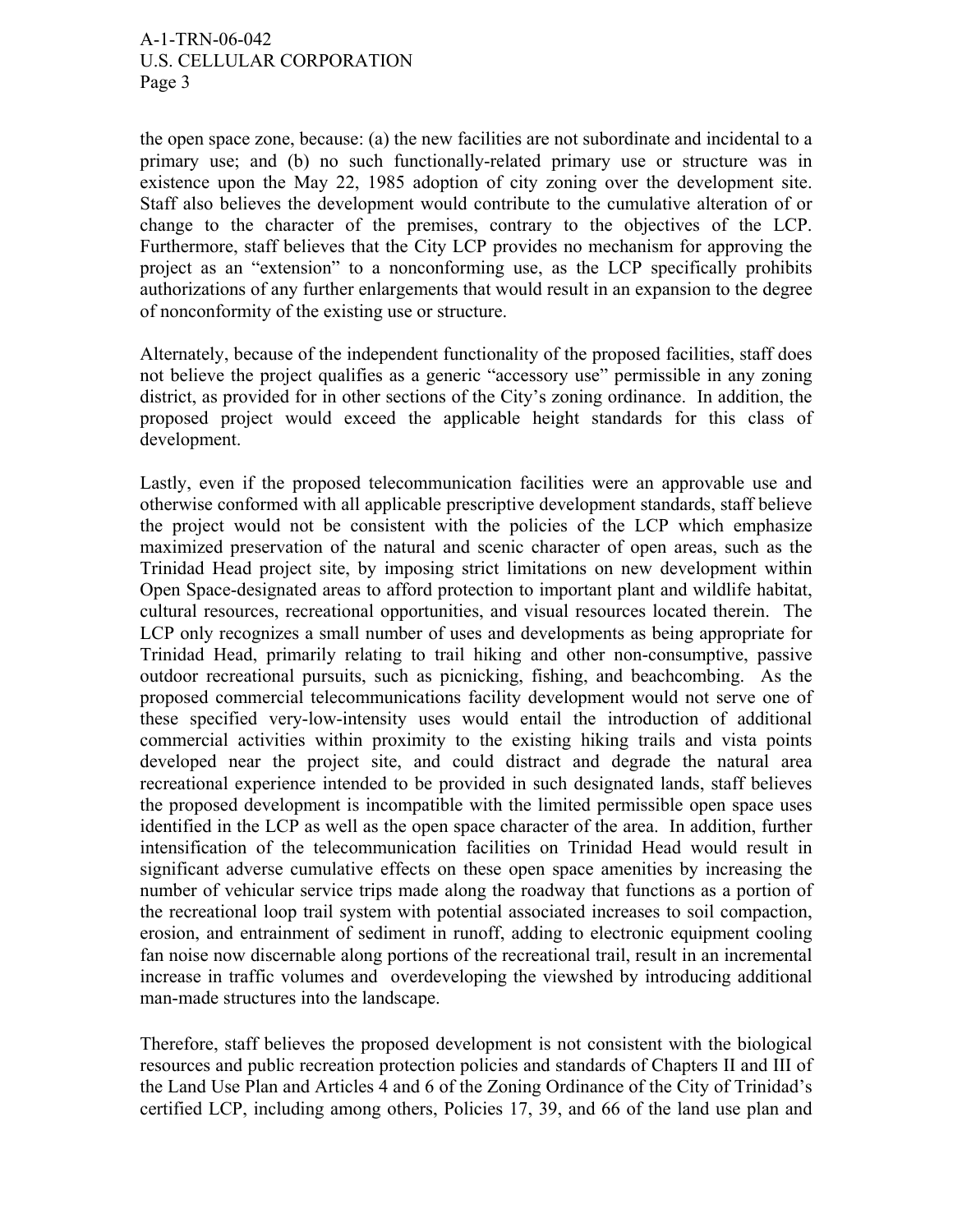the open space zone, because: (a) the new facilities are not subordinate and incidental to a primary use; and (b) no such functionally-related primary use or structure was in existence upon the May 22, 1985 adoption of city zoning over the development site. Staff also believes the development would contribute to the cumulative alteration of or change to the character of the premises, contrary to the objectives of the LCP. Furthermore, staff believes that the City LCP provides no mechanism for approving the project as an "extension" to a nonconforming use, as the LCP specifically prohibits authorizations of any further enlargements that would result in an expansion to the degree of nonconformity of the existing use or structure.

Alternately, because of the independent functionality of the proposed facilities, staff does not believe the project qualifies as a generic "accessory use" permissible in any zoning district, as provided for in other sections of the City's zoning ordinance. In addition, the proposed project would exceed the applicable height standards for this class of development.

Lastly, even if the proposed telecommunication facilities were an approvable use and otherwise conformed with all applicable prescriptive development standards, staff believe the project would not be consistent with the policies of the LCP which emphasize maximized preservation of the natural and scenic character of open areas, such as the Trinidad Head project site, by imposing strict limitations on new development within Open Space-designated areas to afford protection to important plant and wildlife habitat, cultural resources, recreational opportunities, and visual resources located therein. The LCP only recognizes a small number of uses and developments as being appropriate for Trinidad Head, primarily relating to trail hiking and other non-consumptive, passive outdoor recreational pursuits, such as picnicking, fishing, and beachcombing. As the proposed commercial telecommunications facility development would not serve one of these specified very-low-intensity uses would entail the introduction of additional commercial activities within proximity to the existing hiking trails and vista points developed near the project site, and could distract and degrade the natural area recreational experience intended to be provided in such designated lands, staff believes the proposed development is incompatible with the limited permissible open space uses identified in the LCP as well as the open space character of the area. In addition, further intensification of the telecommunication facilities on Trinidad Head would result in significant adverse cumulative effects on these open space amenities by increasing the number of vehicular service trips made along the roadway that functions as a portion of the recreational loop trail system with potential associated increases to soil compaction, erosion, and entrainment of sediment in runoff, adding to electronic equipment cooling fan noise now discernable along portions of the recreational trail, result in an incremental increase in traffic volumes and overdeveloping the viewshed by introducing additional man-made structures into the landscape.

Therefore, staff believes the proposed development is not consistent with the biological resources and public recreation protection policies and standards of Chapters II and III of the Land Use Plan and Articles 4 and 6 of the Zoning Ordinance of the City of Trinidad's certified LCP, including among others, Policies 17, 39, and 66 of the land use plan and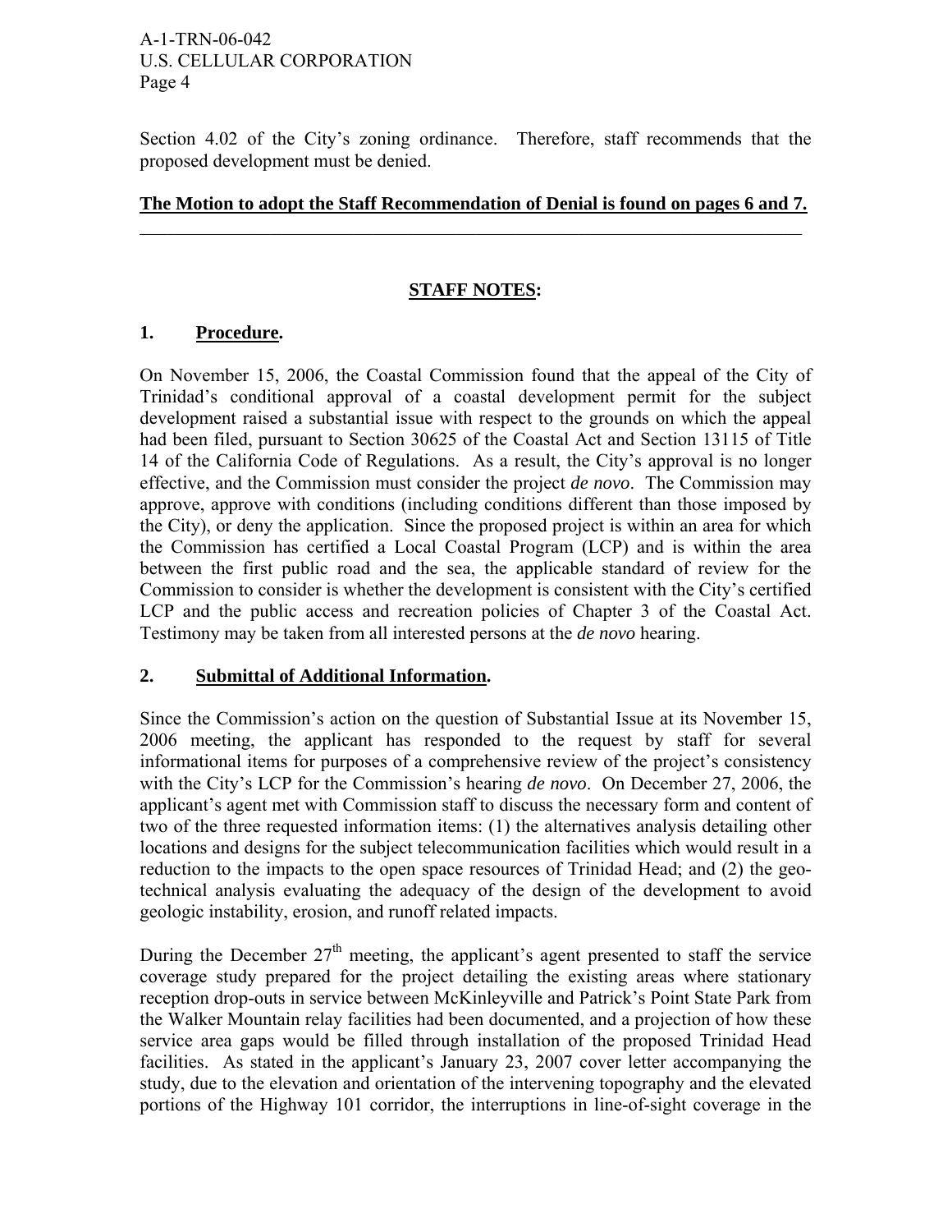Section 4.02 of the City's zoning ordinance. Therefore, staff recommends that the proposed development must be denied.

**The Motion to adopt the Staff Recommendation of Denial is found on pages 6 and 7.**

---

## STAFF NOTES:

### 1. Procedure.

On November 15, 2006, the Coastal Commission found that the appeal of the City of Trinidad's conditional approval of a coastal development permit for the subject development raised a substantial issue with respect to the grounds on which the appeal had been filed, pursuant to Section 30625 of the Coastal Act and Section 13115 of Title 14 of the California Code of Regulations. As a result, the City's approval is no longer effective, and the Commission must consider the project *de novo*. The Commission may approve, approve with conditions (including conditions different than those imposed by the City), or deny the application. Since the proposed project is within an area for which the Commission has certified a Local Coastal Program (LCP) and is within the area between the first public road and the sea, the applicable standard of review for the Commission to consider is whether the development is consistent with the City's certified LCP and the public access and recreation policies of Chapter 3 of the Coastal Act. Testimony may be taken from all interested persons at the *de novo* hearing.

### 2. Submittal of Additional Information.

Since the Commission's action on the question of Substantial Issue at its November 15, 2006 meeting, the applicant has responded to the request by staff for several informational items for purposes of a comprehensive review of the project's consistency with the City's LCP for the Commission's hearing *de novo*. On December 27, 2006, the applicant's agent met with Commission staff to discuss the necessary form and content of two of the three requested information items: (1) the alternatives analysis detailing other locations and designs for the subject telecommunication facilities which would result in a reduction to the impacts to the open space resources of Trinidad Head; and (2) the geo-technical analysis evaluating the adequacy of the design of the development to avoid geologic instability, erosion, and runoff related impacts.

During the December 27th meeting, the applicant's agent presented to staff the service coverage study prepared for the project detailing the existing areas where stationary reception drop-outs in service between McKinleyville and Patrick's Point State Park from the Walker Mountain relay facilities had been documented, and a projection of how these service area gaps would be filled through installation of the proposed Trinidad Head facilities. As stated in the applicant's January 23, 2007 cover letter accompanying the study, due to the elevation and orientation of the intervening topography and the elevated portions of the Highway 101 corridor, the interruptions in line-of-sight coverage in the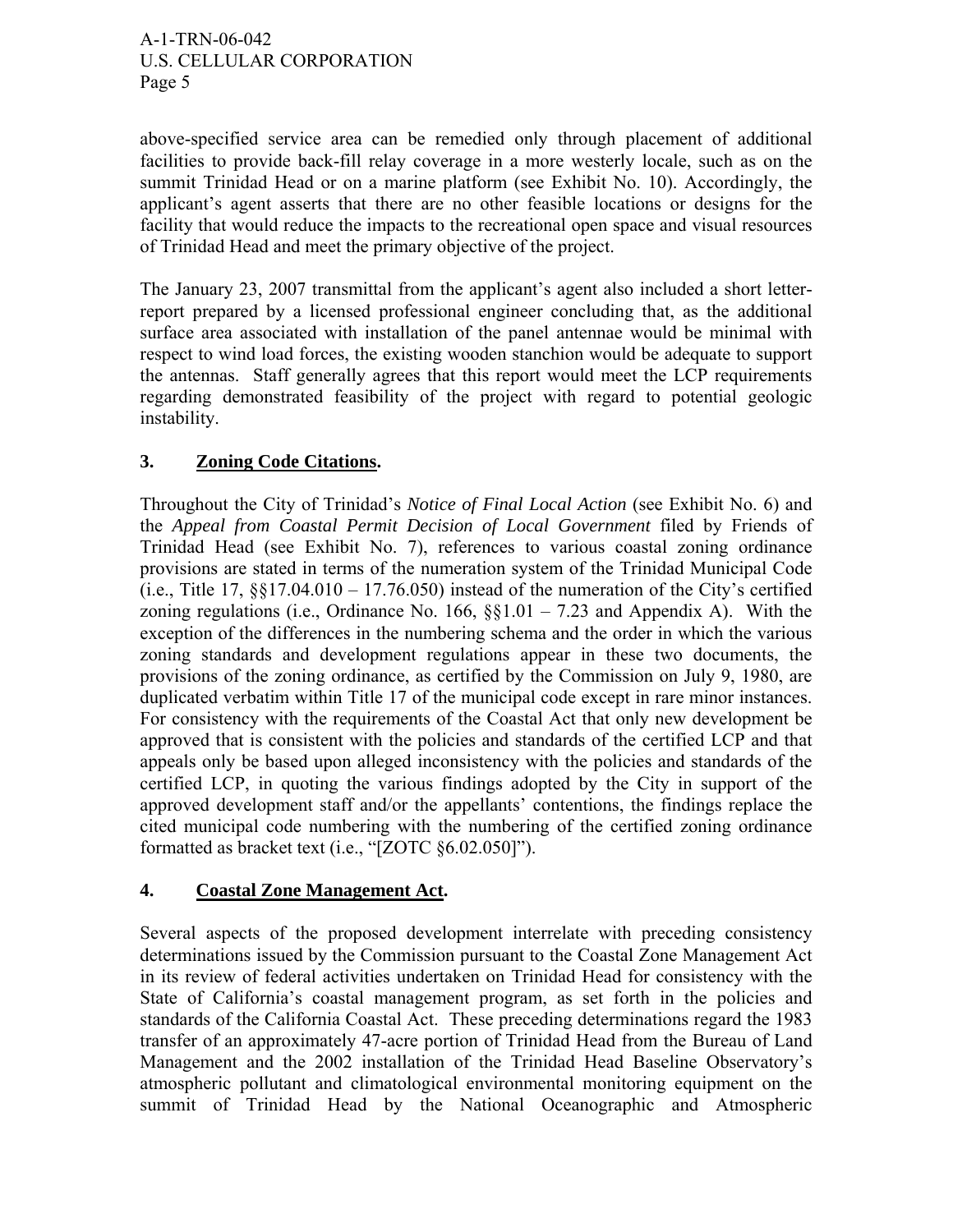above-specified service area can be remedied only through placement of additional facilities to provide back-fill relay coverage in a more westerly locale, such as on the summit Trinidad Head or on a marine platform (see Exhibit No. 10). Accordingly, the applicant's agent asserts that there are no other feasible locations or designs for the facility that would reduce the impacts to the recreational open space and visual resources of Trinidad Head and meet the primary objective of the project.

The January 23, 2007 transmittal from the applicant's agent also included a short letter-report prepared by a licensed professional engineer concluding that, as the additional surface area associated with installation of the panel antennae would be minimal with respect to wind load forces, the existing wooden stanchion would be adequate to support the antennas. Staff generally agrees that this report would meet the LCP requirements regarding demonstrated feasibility of the project with regard to potential geologic instability.

## 3. Zoning Code Citations.

Throughout the City of Trinidad's *Notice of Final Local Action* (see Exhibit No. 6) and the *Appeal from Coastal Permit Decision of Local Government* filed by Friends of Trinidad Head (see Exhibit No. 7), references to various coastal zoning ordinance provisions are stated in terms of the numeration system of the Trinidad Municipal Code (i.e., Title 17, §§17.04.010 – 17.76.050) instead of the numeration of the City's certified zoning regulations (i.e., Ordinance No. 166, §§1.01 – 7.23 and Appendix A). With the exception of the differences in the numbering schema and the order in which the various zoning standards and development regulations appear in these two documents, the provisions of the zoning ordinance, as certified by the Commission on July 9, 1980, are duplicated verbatim within Title 17 of the municipal code except in rare minor instances. For consistency with the requirements of the Coastal Act that only new development be approved that is consistent with the policies and standards of the certified LCP and that appeals only be based upon alleged inconsistency with the policies and standards of the certified LCP, in quoting the various findings adopted by the City in support of the approved development staff and/or the appellants' contentions, the findings replace the cited municipal code numbering with the numbering of the certified zoning ordinance formatted as bracket text (i.e., "[ZOTC §6.02.050]").

## 4. Coastal Zone Management Act.

Several aspects of the proposed development interrelate with preceding consistency determinations issued by the Commission pursuant to the Coastal Zone Management Act in its review of federal activities undertaken on Trinidad Head for consistency with the State of California's coastal management program, as set forth in the policies and standards of the California Coastal Act. These preceding determinations regard the 1983 transfer of an approximately 47-acre portion of Trinidad Head from the Bureau of Land Management and the 2002 installation of the Trinidad Head Baseline Observatory's atmospheric pollutant and climatological environmental monitoring equipment on the summit of Trinidad Head by the National Oceanographic and Atmospheric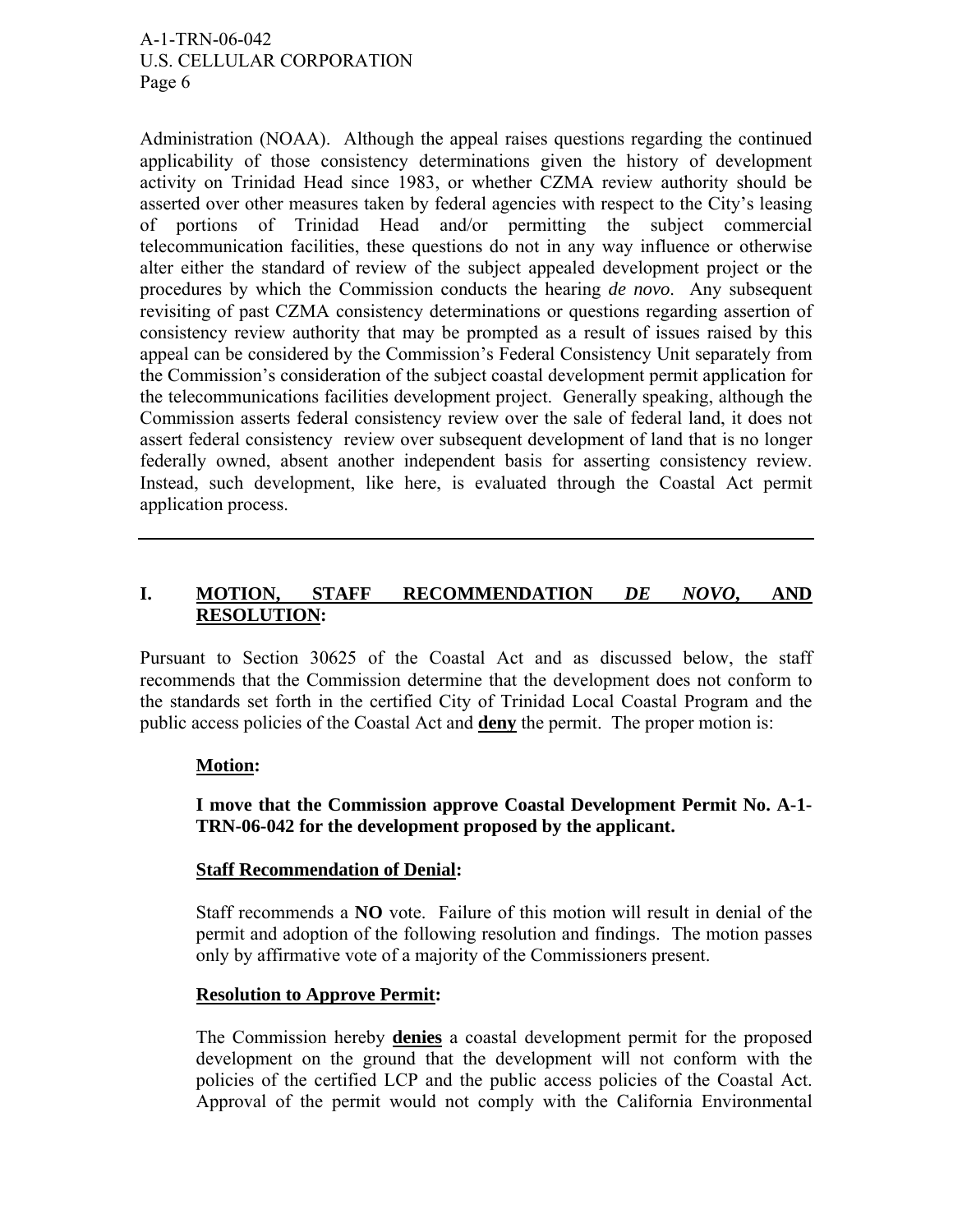Administration (NOAA). Although the appeal raises questions regarding the continued applicability of those consistency determinations given the history of development activity on Trinidad Head since 1983, or whether CZMA review authority should be asserted over other measures taken by federal agencies with respect to the City's leasing of portions of Trinidad Head and/or permitting the subject commercial telecommunication facilities, these questions do not in any way influence or otherwise alter either the standard of review of the subject appealed development project or the procedures by which the Commission conducts the hearing *de novo*. Any subsequent revisiting of past CZMA consistency determinations or questions regarding assertion of consistency review authority that may be prompted as a result of issues raised by this appeal can be considered by the Commission's Federal Consistency Unit separately from the Commission's consideration of the subject coastal development permit application for the telecommunications facilities development project. Generally speaking, although the Commission asserts federal consistency review over the sale of federal land, it does not assert federal consistency review over subsequent development of land that is no longer federally owned, absent another independent basis for asserting consistency review. Instead, such development, like here, is evaluated through the Coastal Act permit application process.

---

## I. MOTION, STAFF RECOMMENDATION *DE NOVO*, AND RESOLUTION:

Pursuant to Section 30625 of the Coastal Act and as discussed below, the staff recommends that the Commission determine that the development does not conform to the standards set forth in the certified City of Trinidad Local Coastal Program and the public access policies of the Coastal Act and **deny** the permit. The proper motion is:

**Motion:**

**I move that the Commission approve Coastal Development Permit No. A-1-TRN-06-042 for the development proposed by the applicant.**

**Staff Recommendation of Denial:**

Staff recommends a **NO** vote. Failure of this motion will result in denial of the permit and adoption of the following resolution and findings. The motion passes only by affirmative vote of a majority of the Commissioners present.

**Resolution to Approve Permit:**

The Commission hereby **denies** a coastal development permit for the proposed development on the ground that the development will not conform with the policies of the certified LCP and the public access policies of the Coastal Act. Approval of the permit would not comply with the California Environmental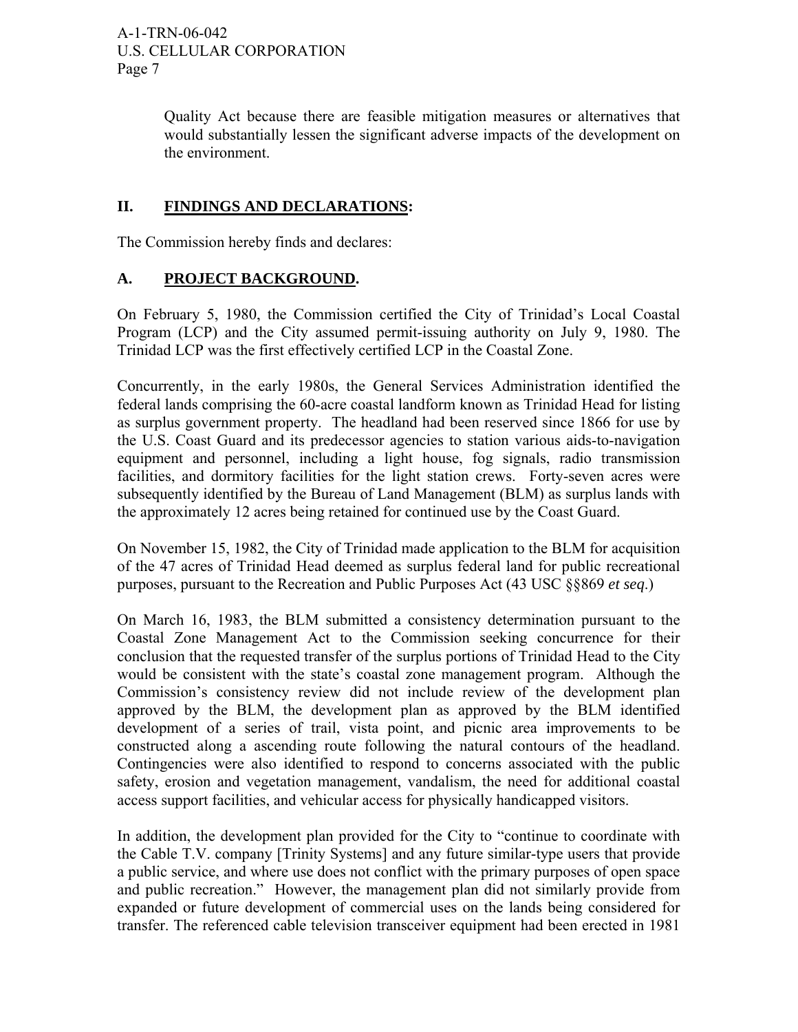Quality Act because there are feasible mitigation measures or alternatives that would substantially lessen the significant adverse impacts of the development on the environment.

## II. FINDINGS AND DECLARATIONS:

The Commission hereby finds and declares:

### A. PROJECT BACKGROUND.

On February 5, 1980, the Commission certified the City of Trinidad's Local Coastal Program (LCP) and the City assumed permit-issuing authority on July 9, 1980. The Trinidad LCP was the first effectively certified LCP in the Coastal Zone.

Concurrently, in the early 1980s, the General Services Administration identified the federal lands comprising the 60-acre coastal landform known as Trinidad Head for listing as surplus government property. The headland had been reserved since 1866 for use by the U.S. Coast Guard and its predecessor agencies to station various aids-to-navigation equipment and personnel, including a light house, fog signals, radio transmission facilities, and dormitory facilities for the light station crews. Forty-seven acres were subsequently identified by the Bureau of Land Management (BLM) as surplus lands with the approximately 12 acres being retained for continued use by the Coast Guard.

On November 15, 1982, the City of Trinidad made application to the BLM for acquisition of the 47 acres of Trinidad Head deemed as surplus federal land for public recreational purposes, pursuant to the Recreation and Public Purposes Act (43 USC §§869 *et seq.*)

On March 16, 1983, the BLM submitted a consistency determination pursuant to the Coastal Zone Management Act to the Commission seeking concurrence for their conclusion that the requested transfer of the surplus portions of Trinidad Head to the City would be consistent with the state's coastal zone management program. Although the Commission's consistency review did not include review of the development plan approved by the BLM, the development plan as approved by the BLM identified development of a series of trail, vista point, and picnic area improvements to be constructed along a ascending route following the natural contours of the headland. Contingencies were also identified to respond to concerns associated with the public safety, erosion and vegetation management, vandalism, the need for additional coastal access support facilities, and vehicular access for physically handicapped visitors.

In addition, the development plan provided for the City to "continue to coordinate with the Cable T.V. company [Trinity Systems] and any future similar-type users that provide a public service, and where use does not conflict with the primary purposes of open space and public recreation." However, the management plan did not similarly provide from expanded or future development of commercial uses on the lands being considered for transfer. The referenced cable television transceiver equipment had been erected in 1981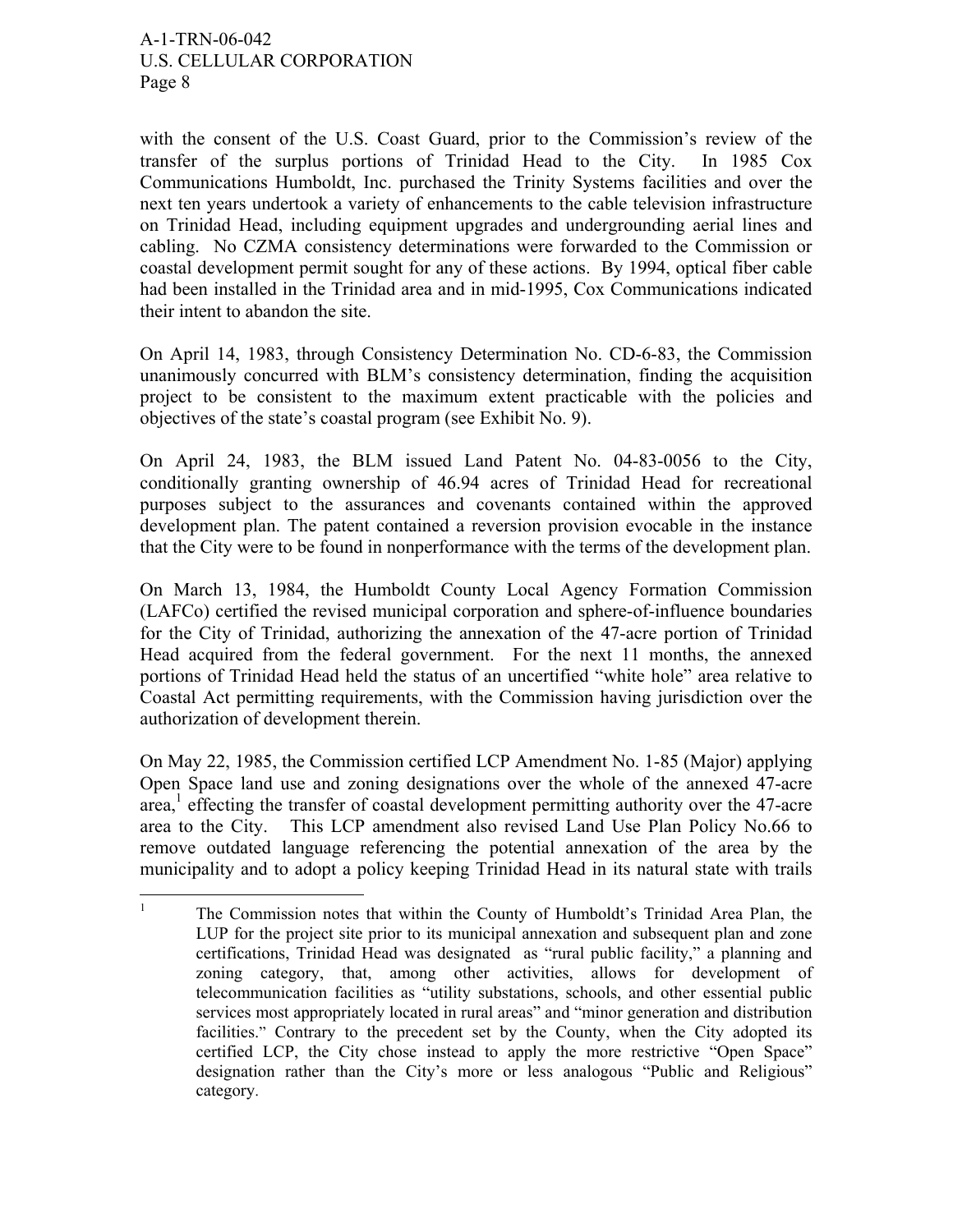with the consent of the U.S. Coast Guard, prior to the Commission's review of the transfer of the surplus portions of Trinidad Head to the City. In 1985 Cox Communications Humboldt, Inc. purchased the Trinity Systems facilities and over the next ten years undertook a variety of enhancements to the cable television infrastructure on Trinidad Head, including equipment upgrades and undergrounding aerial lines and cabling. No CZMA consistency determinations were forwarded to the Commission or coastal development permit sought for any of these actions. By 1994, optical fiber cable had been installed in the Trinidad area and in mid-1995, Cox Communications indicated their intent to abandon the site.

On April 14, 1983, through Consistency Determination No. CD-6-83, the Commission unanimously concurred with BLM's consistency determination, finding the acquisition project to be consistent to the maximum extent practicable with the policies and objectives of the state's coastal program (see Exhibit No. 9).

On April 24, 1983, the BLM issued Land Patent No. 04-83-0056 to the City, conditionally granting ownership of 46.94 acres of Trinidad Head for recreational purposes subject to the assurances and covenants contained within the approved development plan. The patent contained a reversion provision evocable in the instance that the City were to be found in nonperformance with the terms of the development plan.

On March 13, 1984, the Humboldt County Local Agency Formation Commission (LAFCo) certified the revised municipal corporation and sphere-of-influence boundaries for the City of Trinidad, authorizing the annexation of the 47-acre portion of Trinidad Head acquired from the federal government. For the next 11 months, the annexed portions of Trinidad Head held the status of an uncertified "white hole" area relative to Coastal Act permitting requirements, with the Commission having jurisdiction over the authorization of development therein.

On May 22, 1985, the Commission certified LCP Amendment No. 1-85 (Major) applying Open Space land use and zoning designations over the whole of the annexed 47-acre area,[1] effecting the transfer of coastal development permitting authority over the 47-acre area to the City. This LCP amendment also revised Land Use Plan Policy No.66 to remove outdated language referencing the potential annexation of the area by the municipality and to adopt a policy keeping Trinidad Head in its natural state with trails

[1] The Commission notes that within the County of Humboldt's Trinidad Area Plan, the LUP for the project site prior to its municipal annexation and subsequent plan and zone certifications, Trinidad Head was designated as "rural public facility," a planning and zoning category, that, among other activities, allows for development of telecommunication facilities as "utility substations, schools, and other essential public services most appropriately located in rural areas" and "minor generation and distribution facilities." Contrary to the precedent set by the County, when the City adopted its certified LCP, the City chose instead to apply the more restrictive "Open Space" designation rather than the City's more or less analogous "Public and Religious" category.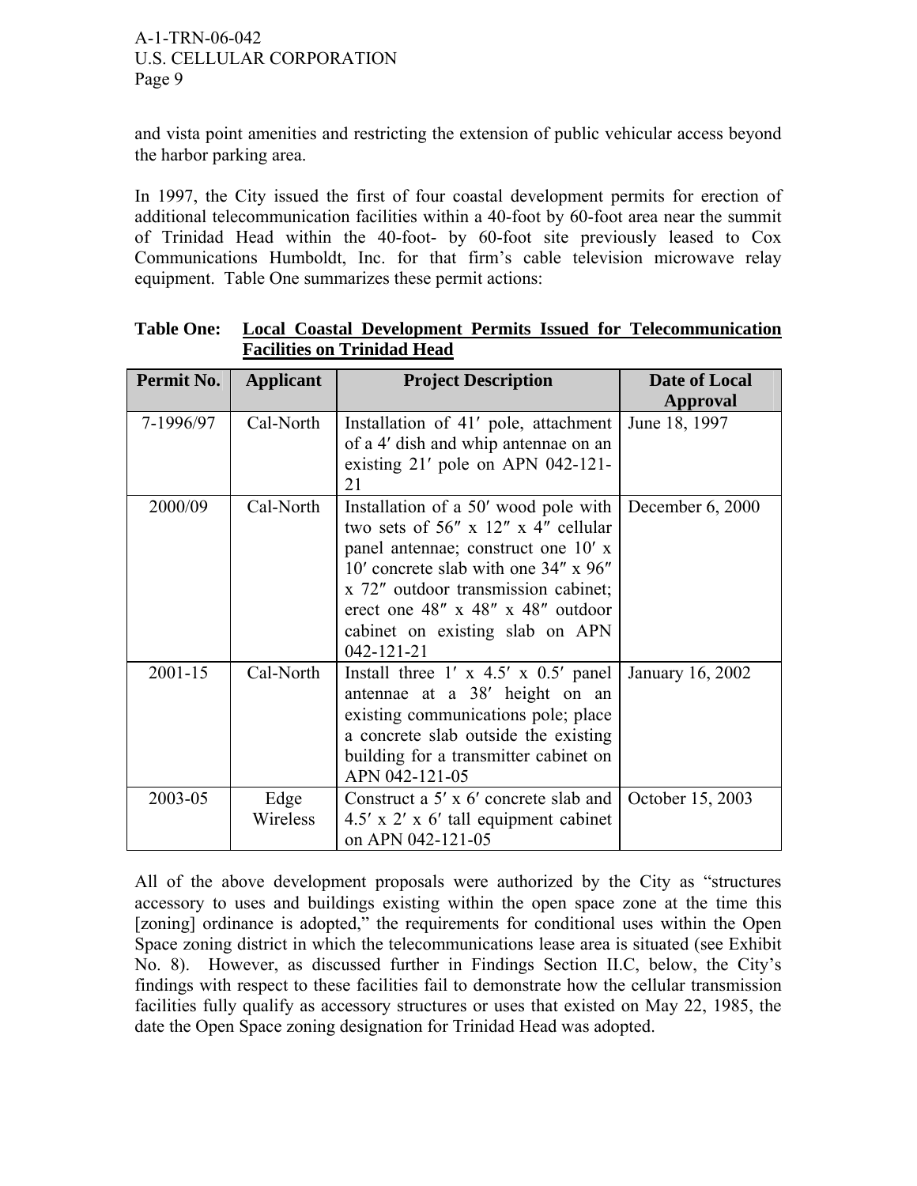and vista point amenities and restricting the extension of public vehicular access beyond the harbor parking area.

In 1997, the City issued the first of four coastal development permits for erection of additional telecommunication facilities within a 40-foot by 60-foot area near the summit of Trinidad Head within the 40-foot- by 60-foot site previously leased to Cox Communications Humboldt, Inc. for that firm's cable television microwave relay equipment. Table One summarizes these permit actions:

**Table One: Local Coastal Development Permits Issued for Telecommunication Facilities on Trinidad Head**

| Permit No. | Applicant | Project Description | Date of Local Approval |
|---|---|---|---|
| 7-1996/97 | Cal-North | Installation of 41′ pole, attachment of a 4′ dish and whip antennae on an existing 21′ pole on APN 042-121-21 | June 18, 1997 |
| 2000/09 | Cal-North | Installation of a 50′ wood pole with two sets of 56″ x 12″ x 4″ cellular panel antennae; construct one 10′ x 10′ concrete slab with one 34″ x 96″ x 72″ outdoor transmission cabinet; erect one 48″ x 48″ x 48″ outdoor cabinet on existing slab on APN 042-121-21 | December 6, 2000 |
| 2001-15 | Cal-North | Install three 1′ x 4.5′ x 0.5′ panel antennae at a 38′ height on an existing communications pole; place a concrete slab outside the existing building for a transmitter cabinet on APN 042-121-05 | January 16, 2002 |
| 2003-05 | Edge Wireless | Construct a 5′ x 6′ concrete slab and 4.5′ x 2′ x 6′ tall equipment cabinet on APN 042-121-05 | October 15, 2003 |

All of the above development proposals were authorized by the City as "structures accessory to uses and buildings existing within the open space zone at the time this [zoning] ordinance is adopted," the requirements for conditional uses within the Open Space zoning district in which the telecommunications lease area is situated (see Exhibit No. 8). However, as discussed further in Findings Section II.C, below, the City's findings with respect to these facilities fail to demonstrate how the cellular transmission facilities fully qualify as accessory structures or uses that existed on May 22, 1985, the date the Open Space zoning designation for Trinidad Head was adopted.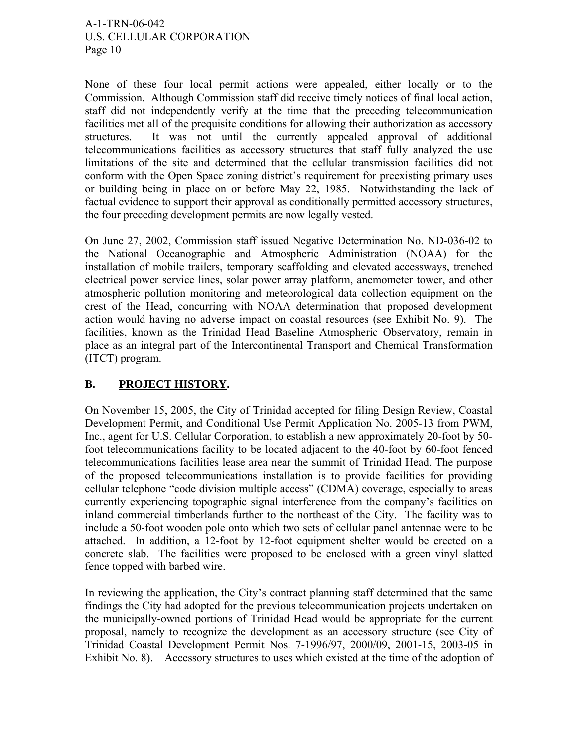None of these four local permit actions were appealed, either locally or to the Commission. Although Commission staff did receive timely notices of final local action, staff did not independently verify at the time that the preceding telecommunication facilities met all of the prequisite conditions for allowing their authorization as accessory structures. It was not until the currently appealed approval of additional telecommunications facilities as accessory structures that staff fully analyzed the use limitations of the site and determined that the cellular transmission facilities did not conform with the Open Space zoning district's requirement for preexisting primary uses or building being in place on or before May 22, 1985. Notwithstanding the lack of factual evidence to support their approval as conditionally permitted accessory structures, the four preceding development permits are now legally vested.

On June 27, 2002, Commission staff issued Negative Determination No. ND-036-02 to the National Oceanographic and Atmospheric Administration (NOAA) for the installation of mobile trailers, temporary scaffolding and elevated accessways, trenched electrical power service lines, solar power array platform, anemometer tower, and other atmospheric pollution monitoring and meteorological data collection equipment on the crest of the Head, concurring with NOAA determination that proposed development action would having no adverse impact on coastal resources (see Exhibit No. 9). The facilities, known as the Trinidad Head Baseline Atmospheric Observatory, remain in place as an integral part of the Intercontinental Transport and Chemical Transformation (ITCT) program.

## B. PROJECT HISTORY.

On November 15, 2005, the City of Trinidad accepted for filing Design Review, Coastal Development Permit, and Conditional Use Permit Application No. 2005-13 from PWM, Inc., agent for U.S. Cellular Corporation, to establish a new approximately 20-foot by 50-foot telecommunications facility to be located adjacent to the 40-foot by 60-foot fenced telecommunications facilities lease area near the summit of Trinidad Head. The purpose of the proposed telecommunications installation is to provide facilities for providing cellular telephone "code division multiple access" (CDMA) coverage, especially to areas currently experiencing topographic signal interference from the company's facilities on inland commercial timberlands further to the northeast of the City. The facility was to include a 50-foot wooden pole onto which two sets of cellular panel antennae were to be attached. In addition, a 12-foot by 12-foot equipment shelter would be erected on a concrete slab. The facilities were proposed to be enclosed with a green vinyl slatted fence topped with barbed wire.

In reviewing the application, the City's contract planning staff determined that the same findings the City had adopted for the previous telecommunication projects undertaken on the municipally-owned portions of Trinidad Head would be appropriate for the current proposal, namely to recognize the development as an accessory structure (see City of Trinidad Coastal Development Permit Nos. 7-1996/97, 2000/09, 2001-15, 2003-05 in Exhibit No. 8). Accessory structures to uses which existed at the time of the adoption of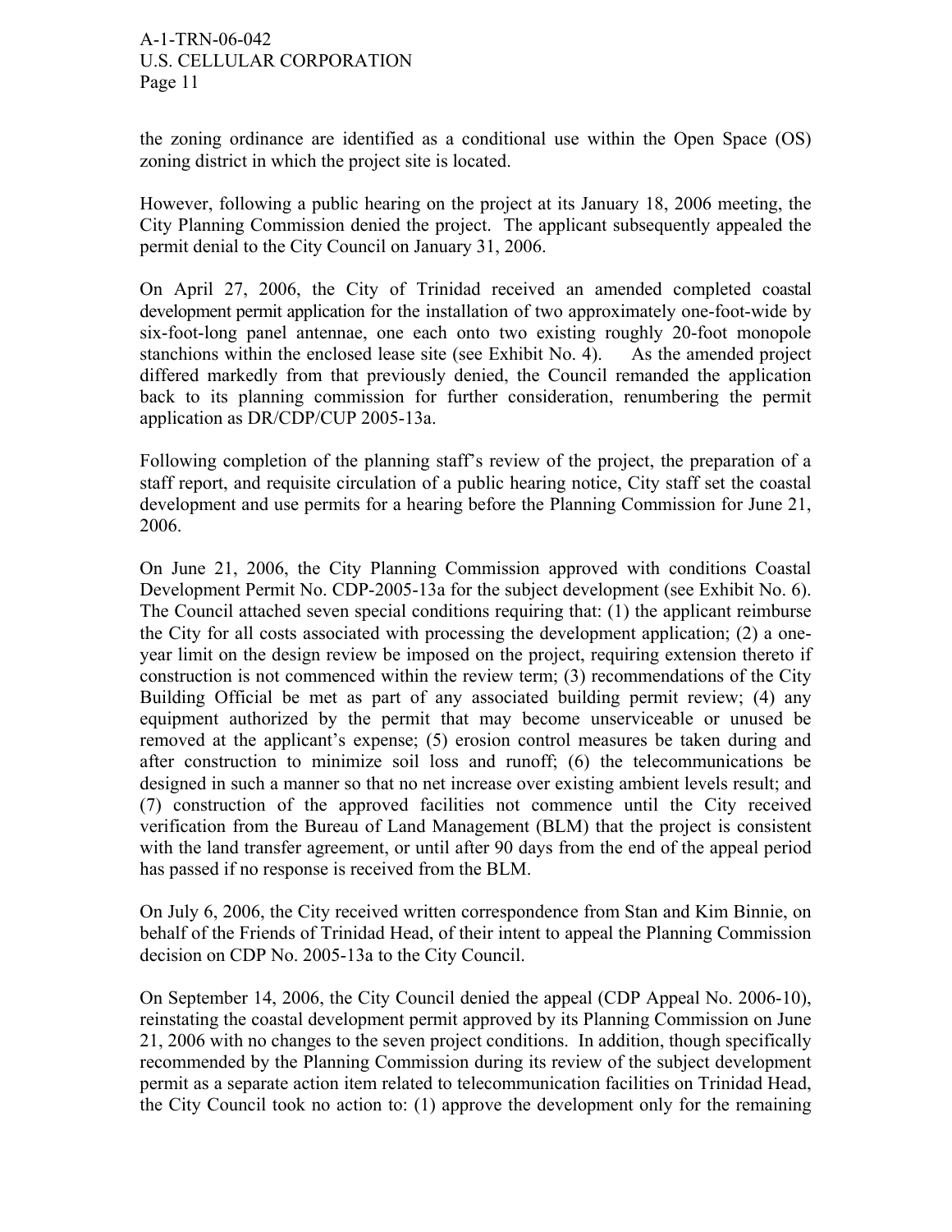the zoning ordinance are identified as a conditional use within the Open Space (OS) zoning district in which the project site is located.

However, following a public hearing on the project at its January 18, 2006 meeting, the City Planning Commission denied the project. The applicant subsequently appealed the permit denial to the City Council on January 31, 2006.

On April 27, 2006, the City of Trinidad received an amended completed coastal development permit application for the installation of two approximately one-foot-wide by six-foot-long panel antennae, one each onto two existing roughly 20-foot monopole stanchions within the enclosed lease site (see Exhibit No. 4). As the amended project differed markedly from that previously denied, the Council remanded the application back to its planning commission for further consideration, renumbering the permit application as DR/CDP/CUP 2005-13a.

Following completion of the planning staff's review of the project, the preparation of a staff report, and requisite circulation of a public hearing notice, City staff set the coastal development and use permits for a hearing before the Planning Commission for June 21, 2006.

On June 21, 2006, the City Planning Commission approved with conditions Coastal Development Permit No. CDP-2005-13a for the subject development (see Exhibit No. 6). The Council attached seven special conditions requiring that: (1) the applicant reimburse the City for all costs associated with processing the development application; (2) a one-year limit on the design review be imposed on the project, requiring extension thereto if construction is not commenced within the review term; (3) recommendations of the City Building Official be met as part of any associated building permit review; (4) any equipment authorized by the permit that may become unserviceable or unused be removed at the applicant's expense; (5) erosion control measures be taken during and after construction to minimize soil loss and runoff; (6) the telecommunications be designed in such a manner so that no net increase over existing ambient levels result; and (7) construction of the approved facilities not commence until the City received verification from the Bureau of Land Management (BLM) that the project is consistent with the land transfer agreement, or until after 90 days from the end of the appeal period has passed if no response is received from the BLM.

On July 6, 2006, the City received written correspondence from Stan and Kim Binnie, on behalf of the Friends of Trinidad Head, of their intent to appeal the Planning Commission decision on CDP No. 2005-13a to the City Council.

On September 14, 2006, the City Council denied the appeal (CDP Appeal No. 2006-10), reinstating the coastal development permit approved by its Planning Commission on June 21, 2006 with no changes to the seven project conditions. In addition, though specifically recommended by the Planning Commission during its review of the subject development permit as a separate action item related to telecommunication facilities on Trinidad Head, the City Council took no action to: (1) approve the development only for the remaining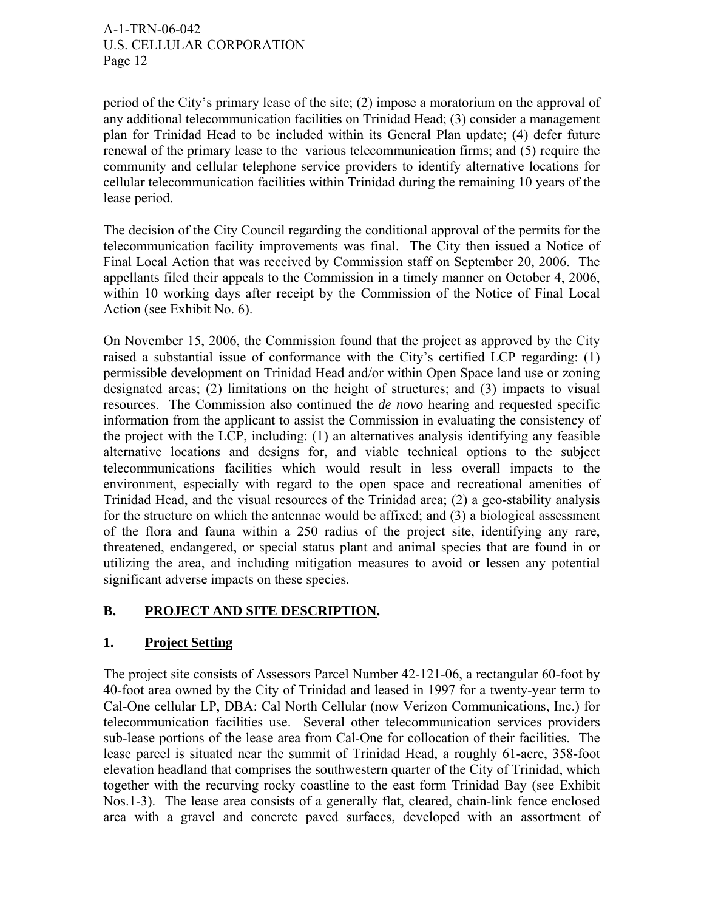period of the City's primary lease of the site; (2) impose a moratorium on the approval of any additional telecommunication facilities on Trinidad Head; (3) consider a management plan for Trinidad Head to be included within its General Plan update; (4) defer future renewal of the primary lease to the various telecommunication firms; and (5) require the community and cellular telephone service providers to identify alternative locations for cellular telecommunication facilities within Trinidad during the remaining 10 years of the lease period.

The decision of the City Council regarding the conditional approval of the permits for the telecommunication facility improvements was final. The City then issued a Notice of Final Local Action that was received by Commission staff on September 20, 2006. The appellants filed their appeals to the Commission in a timely manner on October 4, 2006, within 10 working days after receipt by the Commission of the Notice of Final Local Action (see Exhibit No. 6).

On November 15, 2006, the Commission found that the project as approved by the City raised a substantial issue of conformance with the City's certified LCP regarding: (1) permissible development on Trinidad Head and/or within Open Space land use or zoning designated areas; (2) limitations on the height of structures; and (3) impacts to visual resources. The Commission also continued the *de novo* hearing and requested specific information from the applicant to assist the Commission in evaluating the consistency of the project with the LCP, including: (1) an alternatives analysis identifying any feasible alternative locations and designs for, and viable technical options to the subject telecommunications facilities which would result in less overall impacts to the environment, especially with regard to the open space and recreational amenities of Trinidad Head, and the visual resources of the Trinidad area; (2) a geo-stability analysis for the structure on which the antennae would be affixed; and (3) a biological assessment of the flora and fauna within a 250 radius of the project site, identifying any rare, threatened, endangered, or special status plant and animal species that are found in or utilizing the area, and including mitigation measures to avoid or lessen any potential significant adverse impacts on these species.

## B. PROJECT AND SITE DESCRIPTION.

### 1. Project Setting

The project site consists of Assessors Parcel Number 42-121-06, a rectangular 60-foot by 40-foot area owned by the City of Trinidad and leased in 1997 for a twenty-year term to Cal-One cellular LP, DBA: Cal North Cellular (now Verizon Communications, Inc.) for telecommunication facilities use. Several other telecommunication services providers sub-lease portions of the lease area from Cal-One for collocation of their facilities. The lease parcel is situated near the summit of Trinidad Head, a roughly 61-acre, 358-foot elevation headland that comprises the southwestern quarter of the City of Trinidad, which together with the recurving rocky coastline to the east form Trinidad Bay (see Exhibit Nos.1-3). The lease area consists of a generally flat, cleared, chain-link fence enclosed area with a gravel and concrete paved surfaces, developed with an assortment of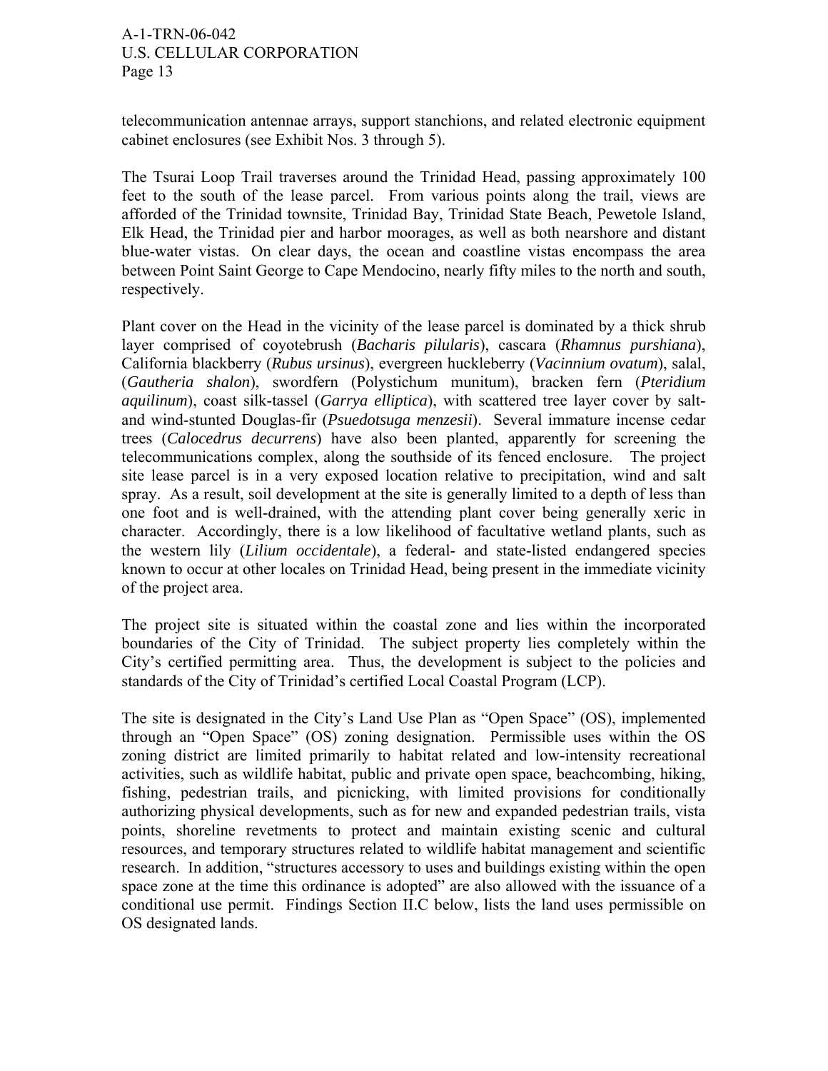telecommunication antennae arrays, support stanchions, and related electronic equipment cabinet enclosures (see Exhibit Nos. 3 through 5).

The Tsurai Loop Trail traverses around the Trinidad Head, passing approximately 100 feet to the south of the lease parcel. From various points along the trail, views are afforded of the Trinidad townsite, Trinidad Bay, Trinidad State Beach, Pewetole Island, Elk Head, the Trinidad pier and harbor moorages, as well as both nearshore and distant blue-water vistas. On clear days, the ocean and coastline vistas encompass the area between Point Saint George to Cape Mendocino, nearly fifty miles to the north and south, respectively.

Plant cover on the Head in the vicinity of the lease parcel is dominated by a thick shrub layer comprised of coyotebrush (*Bacharis pilularis*), cascara (*Rhamnus purshiana*), California blackberry (*Rubus ursinus*), evergreen huckleberry (*Vacinnium ovatum*), salal, (*Gautheria shalon*), swordfern (Polystichum munitum), bracken fern (*Pteridium aquilinum*), coast silk-tassel (*Garrya elliptica*), with scattered tree layer cover by salt- and wind-stunted Douglas-fir (*Psuedotsuga menzesii*). Several immature incense cedar trees (*Calocedrus decurrens*) have also been planted, apparently for screening the telecommunications complex, along the southside of its fenced enclosure. The project site lease parcel is in a very exposed location relative to precipitation, wind and salt spray. As a result, soil development at the site is generally limited to a depth of less than one foot and is well-drained, with the attending plant cover being generally xeric in character. Accordingly, there is a low likelihood of facultative wetland plants, such as the western lily (*Lilium occidentale*), a federal- and state-listed endangered species known to occur at other locales on Trinidad Head, being present in the immediate vicinity of the project area.

The project site is situated within the coastal zone and lies within the incorporated boundaries of the City of Trinidad. The subject property lies completely within the City's certified permitting area. Thus, the development is subject to the policies and standards of the City of Trinidad's certified Local Coastal Program (LCP).

The site is designated in the City's Land Use Plan as "Open Space" (OS), implemented through an "Open Space" (OS) zoning designation. Permissible uses within the OS zoning district are limited primarily to habitat related and low-intensity recreational activities, such as wildlife habitat, public and private open space, beachcombing, hiking, fishing, pedestrian trails, and picnicking, with limited provisions for conditionally authorizing physical developments, such as for new and expanded pedestrian trails, vista points, shoreline revetments to protect and maintain existing scenic and cultural resources, and temporary structures related to wildlife habitat management and scientific research. In addition, "structures accessory to uses and buildings existing within the open space zone at the time this ordinance is adopted" are also allowed with the issuance of a conditional use permit. Findings Section II.C below, lists the land uses permissible on OS designated lands.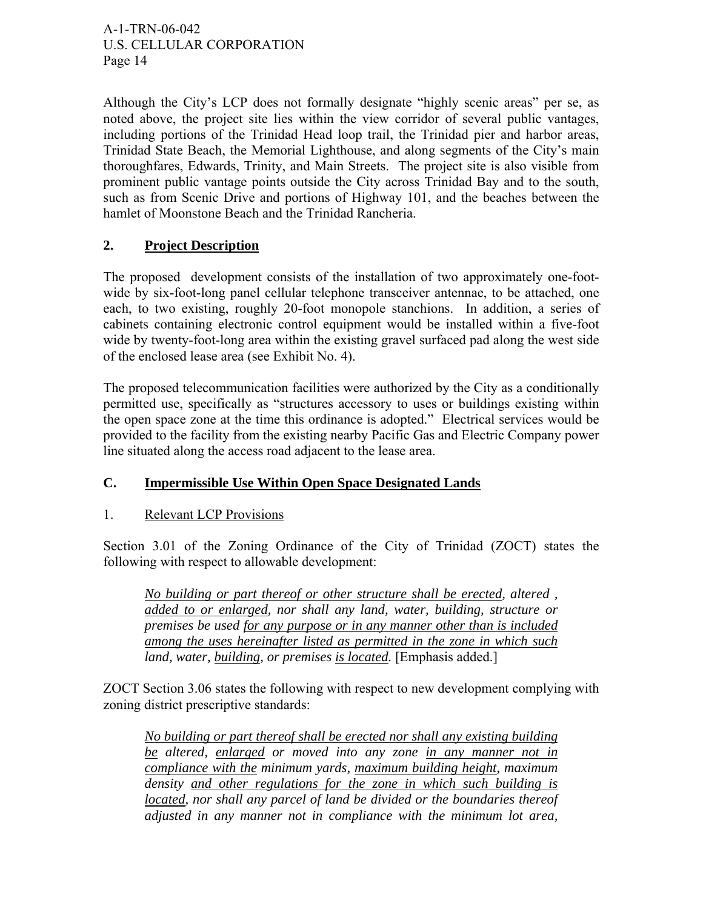Although the City's LCP does not formally designate "highly scenic areas" per se, as noted above, the project site lies within the view corridor of several public vantages, including portions of the Trinidad Head loop trail, the Trinidad pier and harbor areas, Trinidad State Beach, the Memorial Lighthouse, and along segments of the City's main thoroughfares, Edwards, Trinity, and Main Streets. The project site is also visible from prominent public vantage points outside the City across Trinidad Bay and to the south, such as from Scenic Drive and portions of Highway 101, and the beaches between the hamlet of Moonstone Beach and the Trinidad Rancheria.

## 2. <u>Project Description</u>

The proposed development consists of the installation of two approximately one-foot-wide by six-foot-long panel cellular telephone transceiver antennae, to be attached, one each, to two existing, roughly 20-foot monopole stanchions. In addition, a series of cabinets containing electronic control equipment would be installed within a five-foot wide by twenty-foot-long area within the existing gravel surfaced pad along the west side of the enclosed lease area (see Exhibit No. 4).

The proposed telecommunication facilities were authorized by the City as a conditionally permitted use, specifically as "structures accessory to uses or buildings existing within the open space zone at the time this ordinance is adopted." Electrical services would be provided to the facility from the existing nearby Pacific Gas and Electric Company power line situated along the access road adjacent to the lease area.

## C. <u>Impermissible Use Within Open Space Designated Lands</u>

### 1. <u>Relevant LCP Provisions</u>

Section 3.01 of the Zoning Ordinance of the City of Trinidad (ZOCT) states the following with respect to allowable development:

> *<u>No building or part thereof or other structure shall be erected</u>, altered , <u>added to or enlarged</u>, nor shall any land, water, building, structure or premises be used <u>for any purpose or in any manner other than is included among the uses hereinafter listed as permitted in the zone in which such</u> land, water, <u>building</u>, or premises <u>is located</u>.* [Emphasis added.]

ZOCT Section 3.06 states the following with respect to new development complying with zoning district prescriptive standards:

> *<u>No building or part thereof shall be erected nor shall any existing building be</u> altered, <u>enlarged</u> or moved into any zone <u>in any manner not in compliance with the</u> minimum yards, <u>maximum building height</u>, maximum density <u>and other regulations for the zone in which such building is located</u>, nor shall any parcel of land be divided or the boundaries thereof adjusted in any manner not in compliance with the minimum lot area,*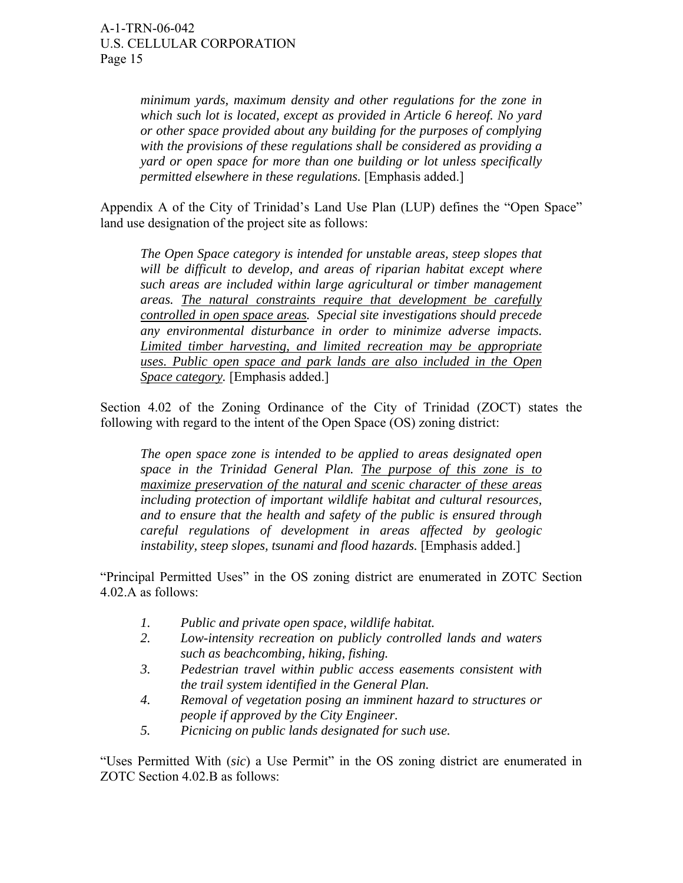> *minimum yards, maximum density and other regulations for the zone in which such lot is located, except as provided in Article 6 hereof. No yard or other space provided about any building for the purposes of complying with the provisions of these regulations shall be considered as providing a yard or open space for more than one building or lot unless specifically permitted elsewhere in these regulations.* [Emphasis added.]

Appendix A of the City of Trinidad's Land Use Plan (LUP) defines the "Open Space" land use designation of the project site as follows:

> *The Open Space category is intended for unstable areas, steep slopes that will be difficult to develop, and areas of riparian habitat except where such areas are included within large agricultural or timber management areas. <u>The natural constraints require that development be carefully controlled in open space areas</u>. Special site investigations should precede any environmental disturbance in order to minimize adverse impacts. <u>Limited timber harvesting, and limited recreation may be appropriate uses. Public open space and park lands are also included in the Open Space category</u>.* [Emphasis added.]

Section 4.02 of the Zoning Ordinance of the City of Trinidad (ZOCT) states the following with regard to the intent of the Open Space (OS) zoning district:

> *The open space zone is intended to be applied to areas designated open space in the Trinidad General Plan. <u>The purpose of this zone is to maximize preservation of the natural and scenic character of these areas</u> including protection of important wildlife habitat and cultural resources, and to ensure that the health and safety of the public is ensured through careful regulations of development in areas affected by geologic instability, steep slopes, tsunami and flood hazards.* [Emphasis added.]

"Principal Permitted Uses" in the OS zoning district are enumerated in ZOTC Section 4.02.A as follows:

> 1. *Public and private open space, wildlife habitat.*
> 2. *Low-intensity recreation on publicly controlled lands and waters such as beachcombing, hiking, fishing.*
> 3. *Pedestrian travel within public access easements consistent with the trail system identified in the General Plan.*
> 4. *Removal of vegetation posing an imminent hazard to structures or people if approved by the City Engineer.*
> 5. *Picnicing on public lands designated for such use.*

"Uses Permitted With (*sic*) a Use Permit" in the OS zoning district are enumerated in ZOTC Section 4.02.B as follows: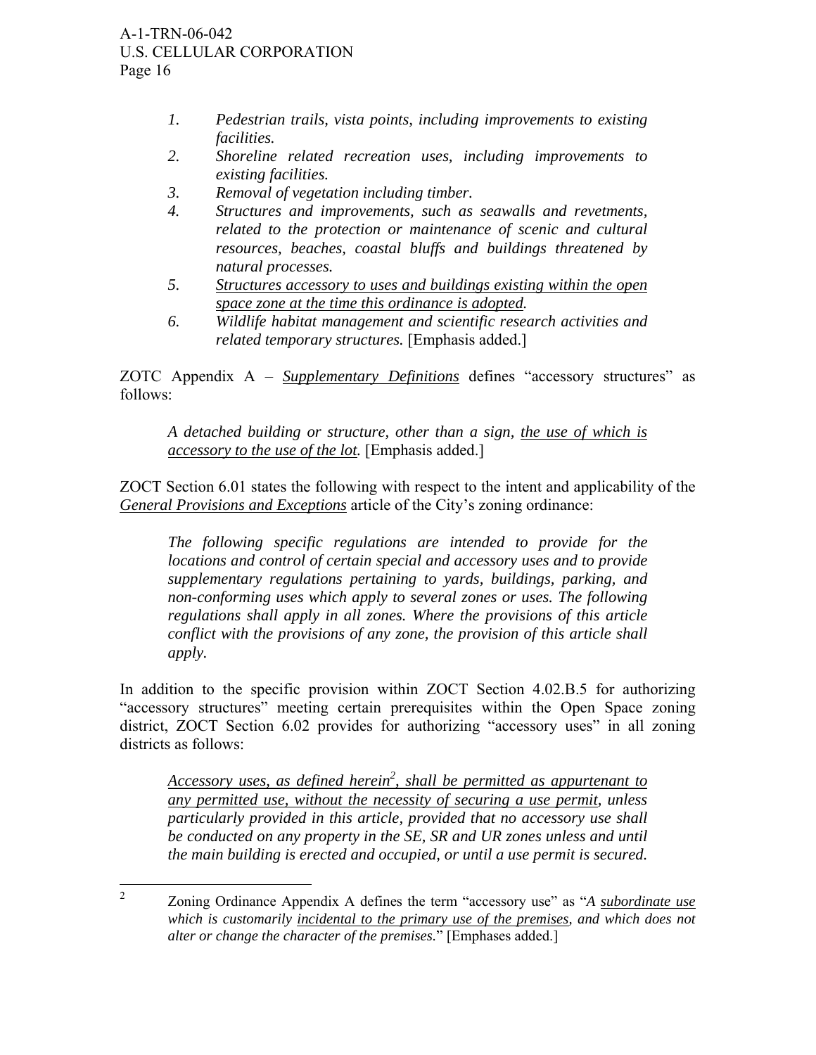> 1. *Pedestrian trails, vista points, including improvements to existing facilities.*
> 2. *Shoreline related recreation uses, including improvements to existing facilities.*
> 3. *Removal of vegetation including timber.*
> 4. *Structures and improvements, such as seawalls and revetments, related to the protection or maintenance of scenic and cultural resources, beaches, coastal bluffs and buildings threatened by natural processes.*
> 5. <u>*Structures accessory to uses and buildings existing within the open space zone at the time this ordinance is adopted*</u>*.*
> 6. *Wildlife habitat management and scientific research activities and related temporary structures.* [Emphasis added.]

ZOTC Appendix A – <u>*Supplementary Definitions*</u> defines "accessory structures" as follows:

> *A detached building or structure, other than a sign,* <u>*the use of which is accessory to the use of the lot*</u>*.* [Emphasis added.]

ZOCT Section 6.01 states the following with respect to the intent and applicability of the <u>*General Provisions and Exceptions*</u> article of the City's zoning ordinance:

> *The following specific regulations are intended to provide for the locations and control of certain special and accessory uses and to provide supplementary regulations pertaining to yards, buildings, parking, and non-conforming uses which apply to several zones or uses. The following regulations shall apply in all zones. Where the provisions of this article conflict with the provisions of any zone, the provision of this article shall apply.*

In addition to the specific provision within ZOCT Section 4.02.B.5 for authorizing "accessory structures" meeting certain prerequisites within the Open Space zoning district, ZOCT Section 6.02 provides for authorizing "accessory uses" in all zoning districts as follows:

> <u>*Accessory uses, as defined herein*[2]*, shall be permitted as appurtenant to any permitted use, without the necessity of securing a use permit*</u>*, unless particularly provided in this article, provided that no accessory use shall be conducted on any property in the SE, SR and UR zones unless and until the main building is erected and occupied, or until a use permit is secured.*

---

[2] Zoning Ordinance Appendix A defines the term "accessory use" as "*A* <u>*subordinate use*</u> *which is customarily* <u>*incidental to the primary use of the premises*</u>*, and which does not alter or change the character of the premises.*" [Emphases added.]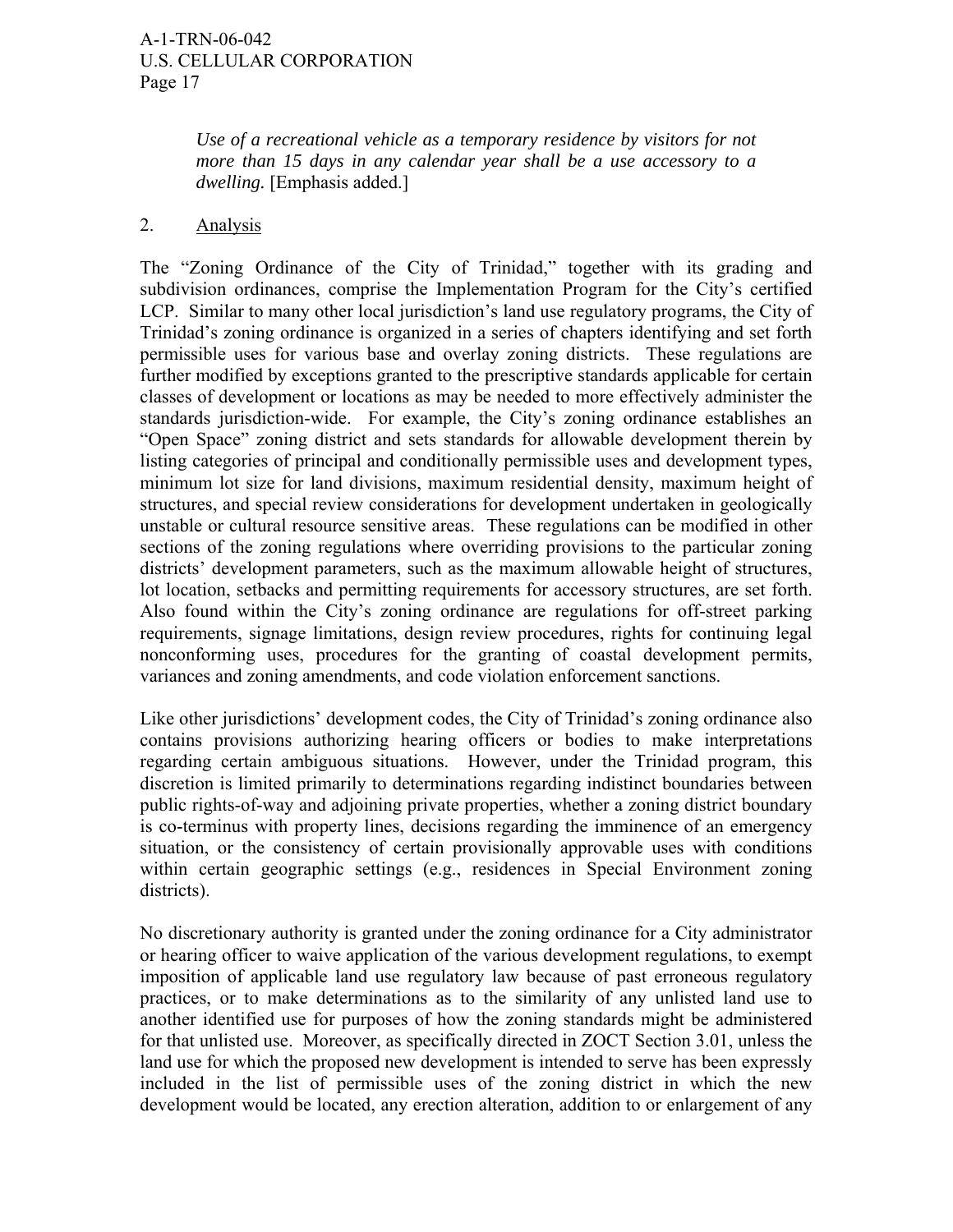*Use of a recreational vehicle as a temporary residence by visitors for not more than 15 days in any calendar year shall be a use accessory to a dwelling.* [Emphasis added.]

2. Analysis

The "Zoning Ordinance of the City of Trinidad," together with its grading and subdivision ordinances, comprise the Implementation Program for the City's certified LCP. Similar to many other local jurisdiction's land use regulatory programs, the City of Trinidad's zoning ordinance is organized in a series of chapters identifying and set forth permissible uses for various base and overlay zoning districts. These regulations are further modified by exceptions granted to the prescriptive standards applicable for certain classes of development or locations as may be needed to more effectively administer the standards jurisdiction-wide. For example, the City's zoning ordinance establishes an "Open Space" zoning district and sets standards for allowable development therein by listing categories of principal and conditionally permissible uses and development types, minimum lot size for land divisions, maximum residential density, maximum height of structures, and special review considerations for development undertaken in geologically unstable or cultural resource sensitive areas. These regulations can be modified in other sections of the zoning regulations where overriding provisions to the particular zoning districts' development parameters, such as the maximum allowable height of structures, lot location, setbacks and permitting requirements for accessory structures, are set forth. Also found within the City's zoning ordinance are regulations for off-street parking requirements, signage limitations, design review procedures, rights for continuing legal nonconforming uses, procedures for the granting of coastal development permits, variances and zoning amendments, and code violation enforcement sanctions.

Like other jurisdictions' development codes, the City of Trinidad's zoning ordinance also contains provisions authorizing hearing officers or bodies to make interpretations regarding certain ambiguous situations. However, under the Trinidad program, this discretion is limited primarily to determinations regarding indistinct boundaries between public rights-of-way and adjoining private properties, whether a zoning district boundary is co-terminus with property lines, decisions regarding the imminence of an emergency situation, or the consistency of certain provisionally approvable uses with conditions within certain geographic settings (e.g., residences in Special Environment zoning districts).

No discretionary authority is granted under the zoning ordinance for a City administrator or hearing officer to waive application of the various development regulations, to exempt imposition of applicable land use regulatory law because of past erroneous regulatory practices, or to make determinations as to the similarity of any unlisted land use to another identified use for purposes of how the zoning standards might be administered for that unlisted use. Moreover, as specifically directed in ZOCT Section 3.01, unless the land use for which the proposed new development is intended to serve has been expressly included in the list of permissible uses of the zoning district in which the new development would be located, any erection alteration, addition to or enlargement of any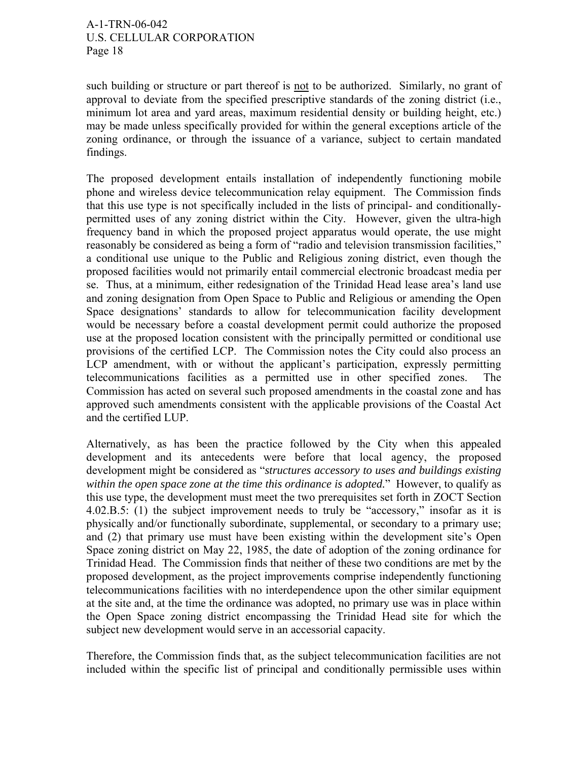such building or structure or part thereof is <u>not</u> to be authorized. Similarly, no grant of approval to deviate from the specified prescriptive standards of the zoning district (i.e., minimum lot area and yard areas, maximum residential density or building height, etc.) may be made unless specifically provided for within the general exceptions article of the zoning ordinance, or through the issuance of a variance, subject to certain mandated findings.

The proposed development entails installation of independently functioning mobile phone and wireless device telecommunication relay equipment. The Commission finds that this use type is not specifically included in the lists of principal- and conditionally-permitted uses of any zoning district within the City. However, given the ultra-high frequency band in which the proposed project apparatus would operate, the use might reasonably be considered as being a form of "radio and television transmission facilities," a conditional use unique to the Public and Religious zoning district, even though the proposed facilities would not primarily entail commercial electronic broadcast media per se. Thus, at a minimum, either redesignation of the Trinidad Head lease area's land use and zoning designation from Open Space to Public and Religious or amending the Open Space designations' standards to allow for telecommunication facility development would be necessary before a coastal development permit could authorize the proposed use at the proposed location consistent with the principally permitted or conditional use provisions of the certified LCP. The Commission notes the City could also process an LCP amendment, with or without the applicant's participation, expressly permitting telecommunications facilities as a permitted use in other specified zones. The Commission has acted on several such proposed amendments in the coastal zone and has approved such amendments consistent with the applicable provisions of the Coastal Act and the certified LUP.

Alternatively, as has been the practice followed by the City when this appealed development and its antecedents were before that local agency, the proposed development might be considered as "*structures accessory to uses and buildings existing within the open space zone at the time this ordinance is adopted.*" However, to qualify as this use type, the development must meet the two prerequisites set forth in ZOCT Section 4.02.B.5: (1) the subject improvement needs to truly be "accessory," insofar as it is physically and/or functionally subordinate, supplemental, or secondary to a primary use; and (2) that primary use must have been existing within the development site's Open Space zoning district on May 22, 1985, the date of adoption of the zoning ordinance for Trinidad Head. The Commission finds that neither of these two conditions are met by the proposed development, as the project improvements comprise independently functioning telecommunications facilities with no interdependence upon the other similar equipment at the site and, at the time the ordinance was adopted, no primary use was in place within the Open Space zoning district encompassing the Trinidad Head site for which the subject new development would serve in an accessorial capacity.

Therefore, the Commission finds that, as the subject telecommunication facilities are not included within the specific list of principal and conditionally permissible uses within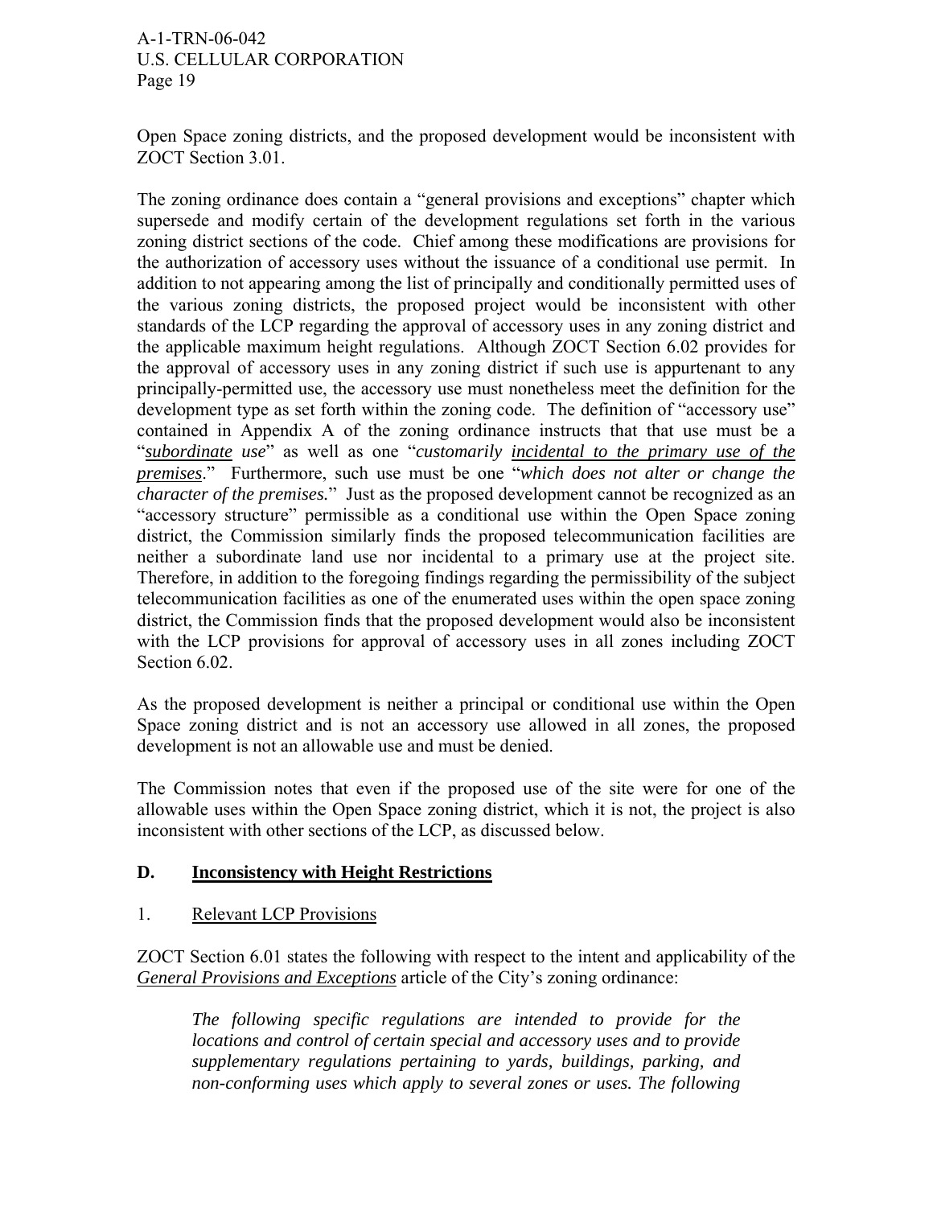Open Space zoning districts, and the proposed development would be inconsistent with ZOCT Section 3.01.

The zoning ordinance does contain a "general provisions and exceptions" chapter which supersede and modify certain of the development regulations set forth in the various zoning district sections of the code. Chief among these modifications are provisions for the authorization of accessory uses without the issuance of a conditional use permit. In addition to not appearing among the list of principally and conditionally permitted uses of the various zoning districts, the proposed project would be inconsistent with other standards of the LCP regarding the approval of accessory uses in any zoning district and the applicable maximum height regulations. Although ZOCT Section 6.02 provides for the approval of accessory uses in any zoning district if such use is appurtenant to any principally-permitted use, the accessory use must nonetheless meet the definition for the development type as set forth within the zoning code. The definition of "accessory use" contained in Appendix A of the zoning ordinance instructs that that use must be a "*<u>subordinate</u> use*" as well as one "*customarily <u>incidental to the primary use of the premises</u>*." Furthermore, such use must be one "*which does not alter or change the character of the premises.*" Just as the proposed development cannot be recognized as an "accessory structure" permissible as a conditional use within the Open Space zoning district, the Commission similarly finds the proposed telecommunication facilities are neither a subordinate land use nor incidental to a primary use at the project site. Therefore, in addition to the foregoing findings regarding the permissibility of the subject telecommunication facilities as one of the enumerated uses within the open space zoning district, the Commission finds that the proposed development would also be inconsistent with the LCP provisions for approval of accessory uses in all zones including ZOCT Section 6.02.

As the proposed development is neither a principal or conditional use within the Open Space zoning district and is not an accessory use allowed in all zones, the proposed development is not an allowable use and must be denied.

The Commission notes that even if the proposed use of the site were for one of the allowable uses within the Open Space zoning district, which it is not, the project is also inconsistent with other sections of the LCP, as discussed below.

## D. Inconsistency with Height Restrictions

### 1. Relevant LCP Provisions

ZOCT Section 6.01 states the following with respect to the intent and applicability of the *<u>General Provisions and Exceptions</u>* article of the City's zoning ordinance:

> *The following specific regulations are intended to provide for the locations and control of certain special and accessory uses and to provide supplementary regulations pertaining to yards, buildings, parking, and non-conforming uses which apply to several zones or uses. The following*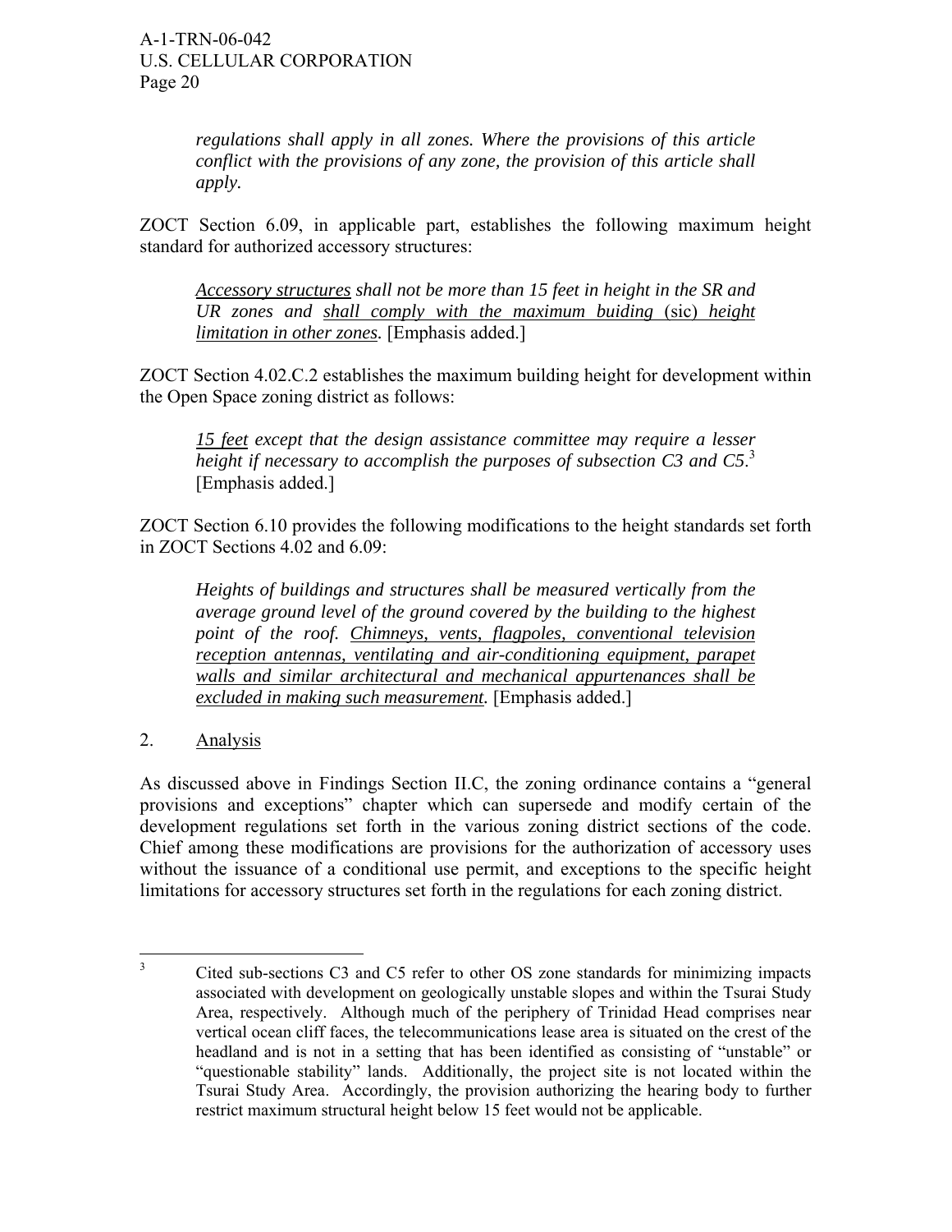> *regulations shall apply in all zones. Where the provisions of this article conflict with the provisions of any zone, the provision of this article shall apply.*

ZOCT Section 6.09, in applicable part, establishes the following maximum height standard for authorized accessory structures:

> *<u>Accessory structures</u> shall not be more than 15 feet in height in the SR and UR zones and <u>shall comply with the maximum buiding</u>* (sic) *<u>height limitation in other zones</u>.* [Emphasis added.]

ZOCT Section 4.02.C.2 establishes the maximum building height for development within the Open Space zoning district as follows:

> *<u>15 feet</u> except that the design assistance committee may require a lesser height if necessary to accomplish the purposes of subsection C3 and C5.*[3] [Emphasis added.]

ZOCT Section 6.10 provides the following modifications to the height standards set forth in ZOCT Sections 4.02 and 6.09:

> *Heights of buildings and structures shall be measured vertically from the average ground level of the ground covered by the building to the highest point of the roof. <u>Chimneys, vents, flagpoles, conventional television reception antennas, ventilating and air-conditioning equipment, parapet walls and similar architectural and mechanical appurtenances shall be excluded in making such measurement</u>.* [Emphasis added.]

2. <u>Analysis</u>

As discussed above in Findings Section II.C, the zoning ordinance contains a "general provisions and exceptions" chapter which can supersede and modify certain of the development regulations set forth in the various zoning district sections of the code. Chief among these modifications are provisions for the authorization of accessory uses without the issuance of a conditional use permit, and exceptions to the specific height limitations for accessory structures set forth in the regulations for each zoning district.

---

[3] Cited sub-sections C3 and C5 refer to other OS zone standards for minimizing impacts associated with development on geologically unstable slopes and within the Tsurai Study Area, respectively. Although much of the periphery of Trinidad Head comprises near vertical ocean cliff faces, the telecommunications lease area is situated on the crest of the headland and is not in a setting that has been identified as consisting of "unstable" or "questionable stability" lands. Additionally, the project site is not located within the Tsurai Study Area. Accordingly, the provision authorizing the hearing body to further restrict maximum structural height below 15 feet would not be applicable.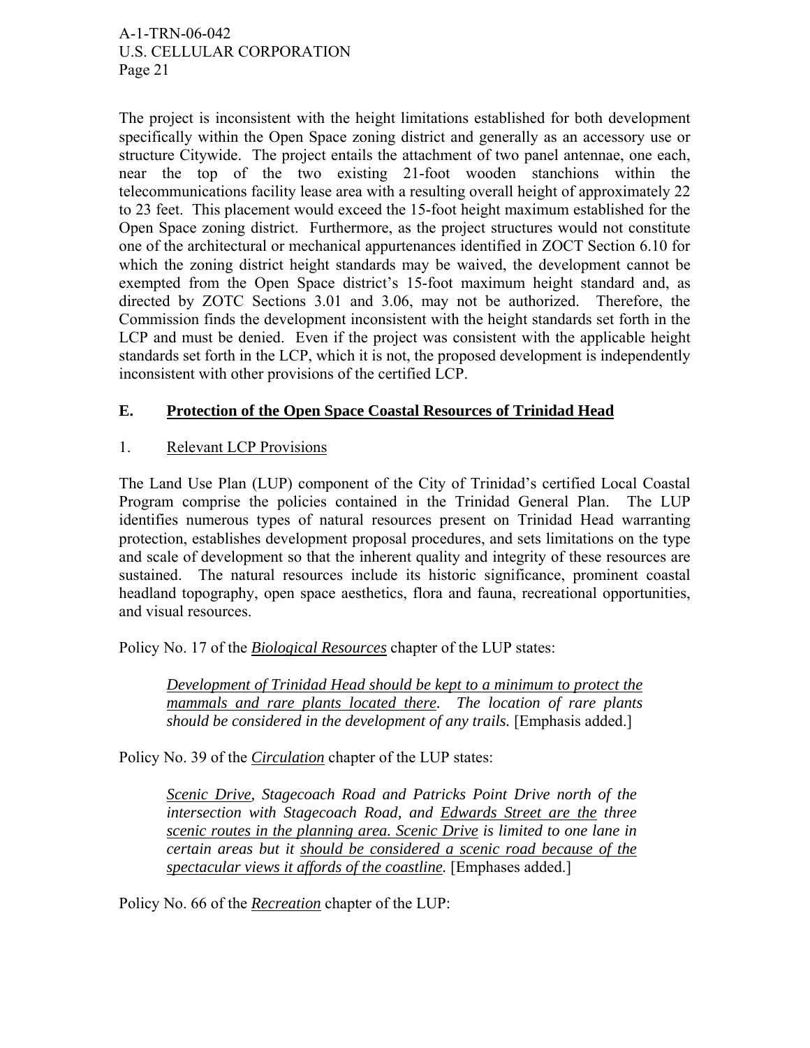The project is inconsistent with the height limitations established for both development specifically within the Open Space zoning district and generally as an accessory use or structure Citywide. The project entails the attachment of two panel antennae, one each, near the top of the two existing 21-foot wooden stanchions within the telecommunications facility lease area with a resulting overall height of approximately 22 to 23 feet. This placement would exceed the 15-foot height maximum established for the Open Space zoning district. Furthermore, as the project structures would not constitute one of the architectural or mechanical appurtenances identified in ZOCT Section 6.10 for which the zoning district height standards may be waived, the development cannot be exempted from the Open Space district's 15-foot maximum height standard and, as directed by ZOTC Sections 3.01 and 3.06, may not be authorized. Therefore, the Commission finds the development inconsistent with the height standards set forth in the LCP and must be denied. Even if the project was consistent with the applicable height standards set forth in the LCP, which it is not, the proposed development is independently inconsistent with other provisions of the certified LCP.

## E. <u>Protection of the Open Space Coastal Resources of Trinidad Head</u>

### 1. <u>Relevant LCP Provisions</u>

The Land Use Plan (LUP) component of the City of Trinidad's certified Local Coastal Program comprise the policies contained in the Trinidad General Plan. The LUP identifies numerous types of natural resources present on Trinidad Head warranting protection, establishes development proposal procedures, and sets limitations on the type and scale of development so that the inherent quality and integrity of these resources are sustained. The natural resources include its historic significance, prominent coastal headland topography, open space aesthetics, flora and fauna, recreational opportunities, and visual resources.

Policy No. 17 of the <u>*Biological Resources*</u> chapter of the LUP states:

> <u>*Development of Trinidad Head should be kept to a minimum to protect the mammals and rare plants located there.*</u> *The location of rare plants should be considered in the development of any trails.* [Emphasis added.]

Policy No. 39 of the <u>*Circulation*</u> chapter of the LUP states:

> <u>*Scenic Drive,*</u> *Stagecoach Road and Patricks Point Drive north of the intersection with Stagecoach Road, and* <u>*Edwards Street are the*</u> *three* <u>*scenic routes in the planning area. Scenic Drive*</u> *is limited to one lane in certain areas but it* <u>*should be considered a scenic road because of the spectacular views it affords of the coastline.*</u> [Emphases added.]

Policy No. 66 of the <u>*Recreation*</u> chapter of the LUP: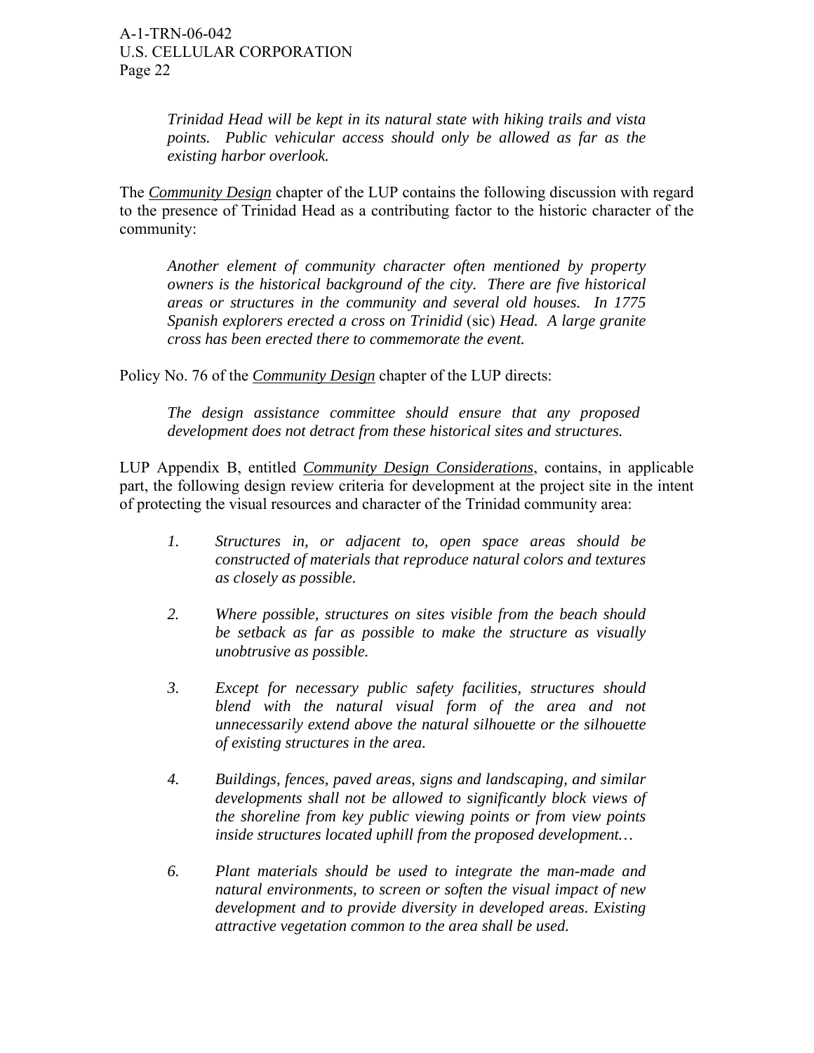*Trinidad Head will be kept in its natural state with hiking trails and vista points. Public vehicular access should only be allowed as far as the existing harbor overlook.*

The *Community Design* chapter of the LUP contains the following discussion with regard to the presence of Trinidad Head as a contributing factor to the historic character of the community:

> *Another element of community character often mentioned by property owners is the historical background of the city. There are five historical areas or structures in the community and several old houses. In 1775 Spanish explorers erected a cross on Trinidid* (sic) *Head. A large granite cross has been erected there to commemorate the event.*

Policy No. 76 of the *Community Design* chapter of the LUP directs:

> *The design assistance committee should ensure that any proposed development does not detract from these historical sites and structures.*

LUP Appendix B, entitled *Community Design Considerations*, contains, in applicable part, the following design review criteria for development at the project site in the intent of protecting the visual resources and character of the Trinidad community area:

> *1. Structures in, or adjacent to, open space areas should be constructed of materials that reproduce natural colors and textures as closely as possible.*
>
> *2. Where possible, structures on sites visible from the beach should be setback as far as possible to make the structure as visually unobtrusive as possible.*
>
> *3. Except for necessary public safety facilities, structures should blend with the natural visual form of the area and not unnecessarily extend above the natural silhouette or the silhouette of existing structures in the area.*
>
> *4. Buildings, fences, paved areas, signs and landscaping, and similar developments shall not be allowed to significantly block views of the shoreline from key public viewing points or from view points inside structures located uphill from the proposed development…*
>
> *6. Plant materials should be used to integrate the man-made and natural environments, to screen or soften the visual impact of new development and to provide diversity in developed areas. Existing attractive vegetation common to the area shall be used.*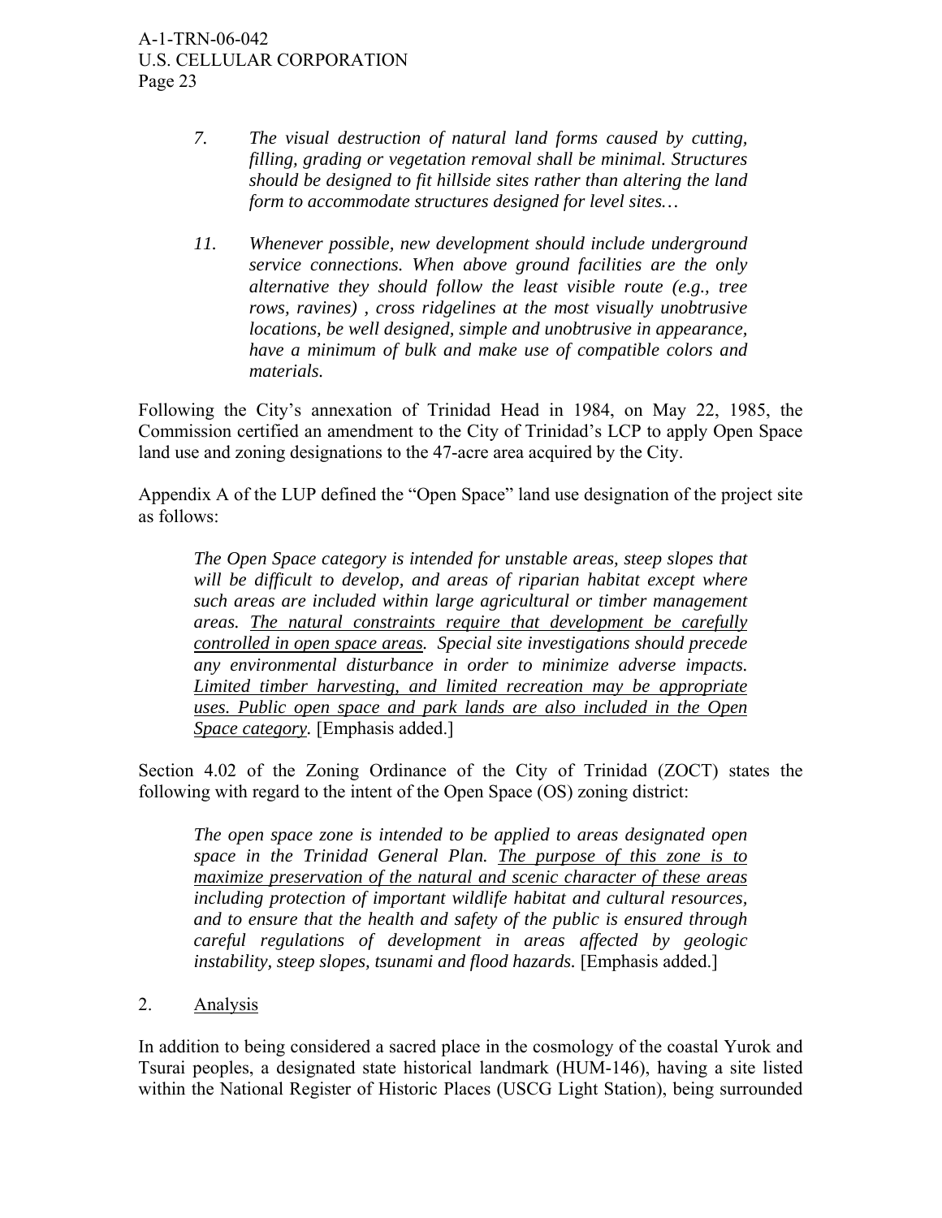> 7. *The visual destruction of natural land forms caused by cutting, filling, grading or vegetation removal shall be minimal. Structures should be designed to fit hillside sites rather than altering the land form to accommodate structures designed for level sites…*
>
> 11. *Whenever possible, new development should include underground service connections. When above ground facilities are the only alternative they should follow the least visible route (e.g., tree rows, ravines) , cross ridgelines at the most visually unobtrusive locations, be well designed, simple and unobtrusive in appearance, have a minimum of bulk and make use of compatible colors and materials.*

Following the City's annexation of Trinidad Head in 1984, on May 22, 1985, the Commission certified an amendment to the City of Trinidad's LCP to apply Open Space land use and zoning designations to the 47-acre area acquired by the City.

Appendix A of the LUP defined the "Open Space" land use designation of the project site as follows:

> *The Open Space category is intended for unstable areas, steep slopes that will be difficult to develop, and areas of riparian habitat except where such areas are included within large agricultural or timber management areas. <u>The natural constraints require that development be carefully controlled in open space areas.</u> Special site investigations should precede any environmental disturbance in order to minimize adverse impacts. <u>Limited timber harvesting, and limited recreation may be appropriate uses. Public open space and park lands are also included in the Open Space category.</u>* [Emphasis added.]

Section 4.02 of the Zoning Ordinance of the City of Trinidad (ZOCT) states the following with regard to the intent of the Open Space (OS) zoning district:

> *The open space zone is intended to be applied to areas designated open space in the Trinidad General Plan. <u>The purpose of this zone is to maximize preservation of the natural and scenic character of these areas</u> including protection of important wildlife habitat and cultural resources, and to ensure that the health and safety of the public is ensured through careful regulations of development in areas affected by geologic instability, steep slopes, tsunami and flood hazards.* [Emphasis added.]

2. <u>Analysis</u>

In addition to being considered a sacred place in the cosmology of the coastal Yurok and Tsurai peoples, a designated state historical landmark (HUM-146), having a site listed within the National Register of Historic Places (USCG Light Station), being surrounded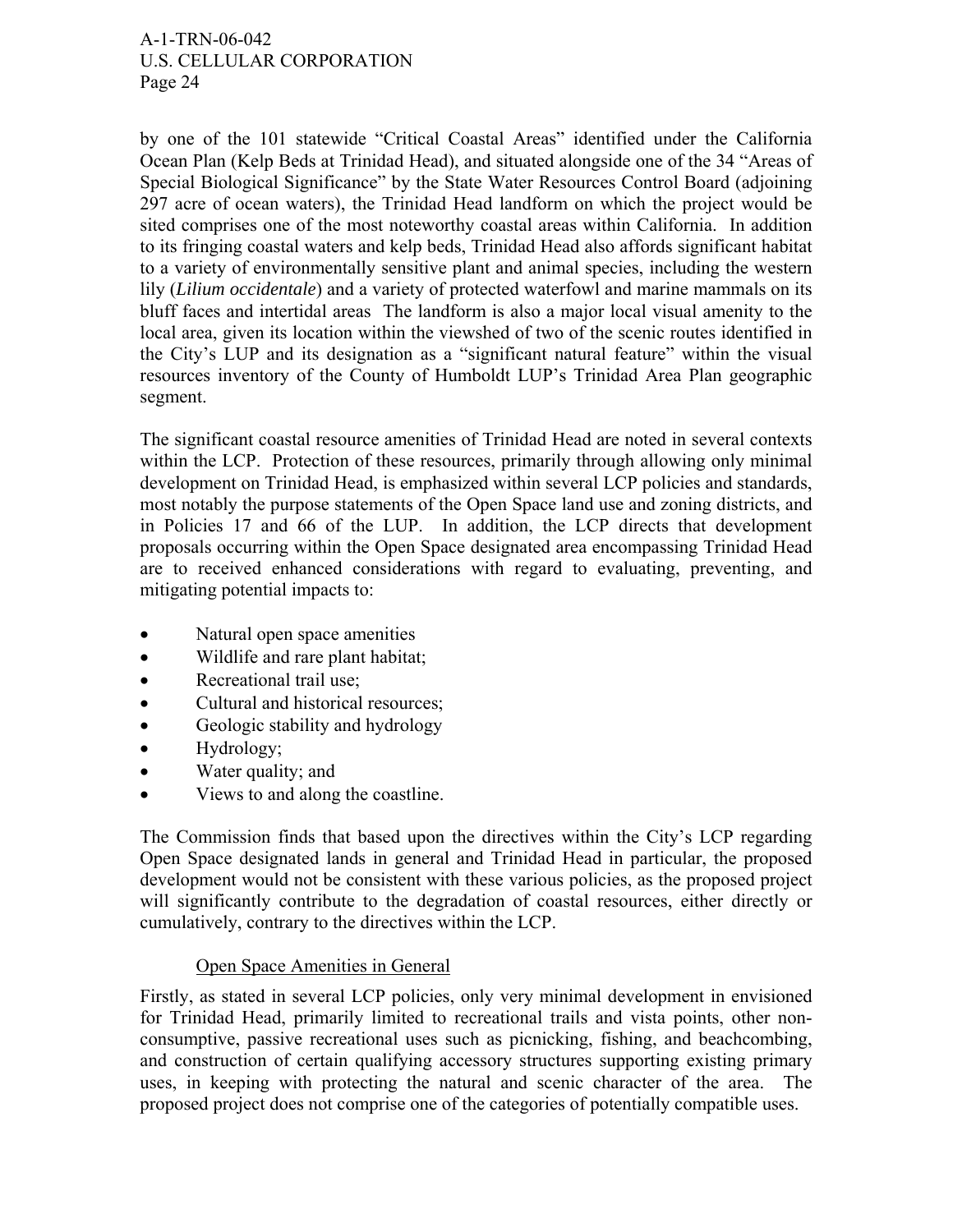by one of the 101 statewide "Critical Coastal Areas" identified under the California Ocean Plan (Kelp Beds at Trinidad Head), and situated alongside one of the 34 "Areas of Special Biological Significance" by the State Water Resources Control Board (adjoining 297 acre of ocean waters), the Trinidad Head landform on which the project would be sited comprises one of the most noteworthy coastal areas within California. In addition to its fringing coastal waters and kelp beds, Trinidad Head also affords significant habitat to a variety of environmentally sensitive plant and animal species, including the western lily (*Lilium occidentale*) and a variety of protected waterfowl and marine mammals on its bluff faces and intertidal areas The landform is also a major local visual amenity to the local area, given its location within the viewshed of two of the scenic routes identified in the City's LUP and its designation as a "significant natural feature" within the visual resources inventory of the County of Humboldt LUP's Trinidad Area Plan geographic segment.

The significant coastal resource amenities of Trinidad Head are noted in several contexts within the LCP. Protection of these resources, primarily through allowing only minimal development on Trinidad Head, is emphasized within several LCP policies and standards, most notably the purpose statements of the Open Space land use and zoning districts, and in Policies 17 and 66 of the LUP. In addition, the LCP directs that development proposals occurring within the Open Space designated area encompassing Trinidad Head are to received enhanced considerations with regard to evaluating, preventing, and mitigating potential impacts to:

- Natural open space amenities
- Wildlife and rare plant habitat;
- Recreational trail use;
- Cultural and historical resources;
- Geologic stability and hydrology
- Hydrology;
- Water quality; and
- Views to and along the coastline.

The Commission finds that based upon the directives within the City's LCP regarding Open Space designated lands in general and Trinidad Head in particular, the proposed development would not be consistent with these various policies, as the proposed project will significantly contribute to the degradation of coastal resources, either directly or cumulatively, contrary to the directives within the LCP.

<u>Open Space Amenities in General</u>

Firstly, as stated in several LCP policies, only very minimal development in envisioned for Trinidad Head, primarily limited to recreational trails and vista points, other non-consumptive, passive recreational uses such as picnicking, fishing, and beachcombing, and construction of certain qualifying accessory structures supporting existing primary uses, in keeping with protecting the natural and scenic character of the area. The proposed project does not comprise one of the categories of potentially compatible uses.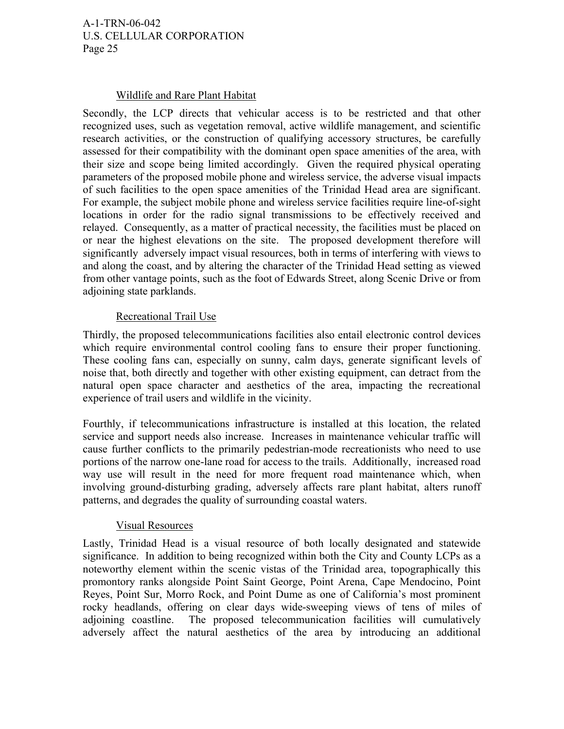Wildlife and Rare Plant Habitat

Secondly, the LCP directs that vehicular access is to be restricted and that other recognized uses, such as vegetation removal, active wildlife management, and scientific research activities, or the construction of qualifying accessory structures, be carefully assessed for their compatibility with the dominant open space amenities of the area, with their size and scope being limited accordingly. Given the required physical operating parameters of the proposed mobile phone and wireless service, the adverse visual impacts of such facilities to the open space amenities of the Trinidad Head area are significant. For example, the subject mobile phone and wireless service facilities require line-of-sight locations in order for the radio signal transmissions to be effectively received and relayed. Consequently, as a matter of practical necessity, the facilities must be placed on or near the highest elevations on the site. The proposed development therefore will significantly adversely impact visual resources, both in terms of interfering with views to and along the coast, and by altering the character of the Trinidad Head setting as viewed from other vantage points, such as the foot of Edwards Street, along Scenic Drive or from adjoining state parklands.

Recreational Trail Use

Thirdly, the proposed telecommunications facilities also entail electronic control devices which require environmental control cooling fans to ensure their proper functioning. These cooling fans can, especially on sunny, calm days, generate significant levels of noise that, both directly and together with other existing equipment, can detract from the natural open space character and aesthetics of the area, impacting the recreational experience of trail users and wildlife in the vicinity.

Fourthly, if telecommunications infrastructure is installed at this location, the related service and support needs also increase. Increases in maintenance vehicular traffic will cause further conflicts to the primarily pedestrian-mode recreationists who need to use portions of the narrow one-lane road for access to the trails. Additionally, increased road way use will result in the need for more frequent road maintenance which, when involving ground-disturbing grading, adversely affects rare plant habitat, alters runoff patterns, and degrades the quality of surrounding coastal waters.

Visual Resources

Lastly, Trinidad Head is a visual resource of both locally designated and statewide significance. In addition to being recognized within both the City and County LCPs as a noteworthy element within the scenic vistas of the Trinidad area, topographically this promontory ranks alongside Point Saint George, Point Arena, Cape Mendocino, Point Reyes, Point Sur, Morro Rock, and Point Dume as one of California's most prominent rocky headlands, offering on clear days wide-sweeping views of tens of miles of adjoining coastline. The proposed telecommunication facilities will cumulatively adversely affect the natural aesthetics of the area by introducing an additional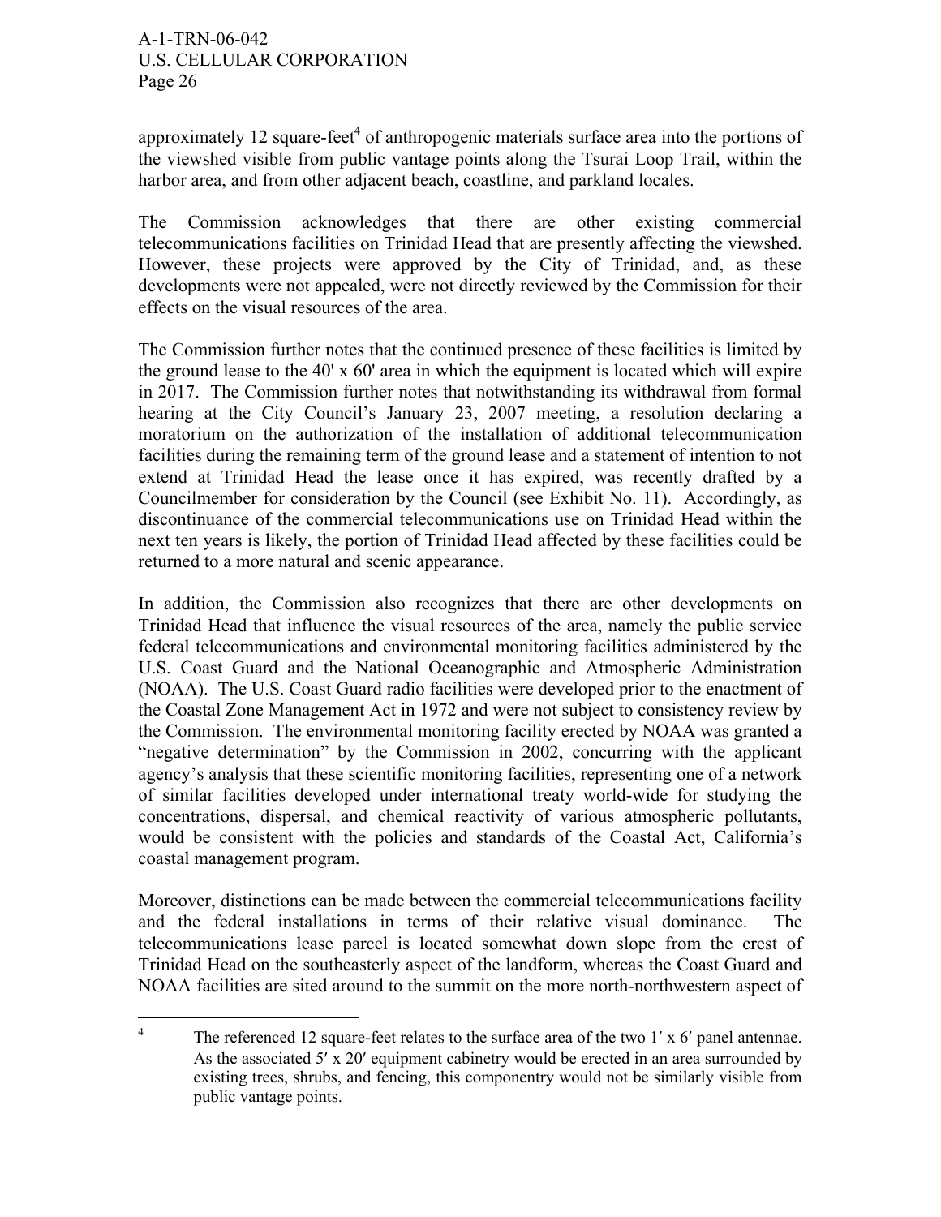approximately 12 square-feet[4] of anthropogenic materials surface area into the portions of the viewshed visible from public vantage points along the Tsurai Loop Trail, within the harbor area, and from other adjacent beach, coastline, and parkland locales.

The Commission acknowledges that there are other existing commercial telecommunications facilities on Trinidad Head that are presently affecting the viewshed. However, these projects were approved by the City of Trinidad, and, as these developments were not appealed, were not directly reviewed by the Commission for their effects on the visual resources of the area.

The Commission further notes that the continued presence of these facilities is limited by the ground lease to the 40' x 60' area in which the equipment is located which will expire in 2017. The Commission further notes that notwithstanding its withdrawal from formal hearing at the City Council's January 23, 2007 meeting, a resolution declaring a moratorium on the authorization of the installation of additional telecommunication facilities during the remaining term of the ground lease and a statement of intention to not extend at Trinidad Head the lease once it has expired, was recently drafted by a Councilmember for consideration by the Council (see Exhibit No. 11). Accordingly, as discontinuance of the commercial telecommunications use on Trinidad Head within the next ten years is likely, the portion of Trinidad Head affected by these facilities could be returned to a more natural and scenic appearance.

In addition, the Commission also recognizes that there are other developments on Trinidad Head that influence the visual resources of the area, namely the public service federal telecommunications and environmental monitoring facilities administered by the U.S. Coast Guard and the National Oceanographic and Atmospheric Administration (NOAA). The U.S. Coast Guard radio facilities were developed prior to the enactment of the Coastal Zone Management Act in 1972 and were not subject to consistency review by the Commission. The environmental monitoring facility erected by NOAA was granted a "negative determination" by the Commission in 2002, concurring with the applicant agency's analysis that these scientific monitoring facilities, representing one of a network of similar facilities developed under international treaty world-wide for studying the concentrations, dispersal, and chemical reactivity of various atmospheric pollutants, would be consistent with the policies and standards of the Coastal Act, California's coastal management program.

Moreover, distinctions can be made between the commercial telecommunications facility and the federal installations in terms of their relative visual dominance. The telecommunications lease parcel is located somewhat down slope from the crest of Trinidad Head on the southeasterly aspect of the landform, whereas the Coast Guard and NOAA facilities are sited around to the summit on the more north-northwestern aspect of

---

[4] The referenced 12 square-feet relates to the surface area of the two 1′ x 6′ panel antennae. As the associated 5′ x 20′ equipment cabinetry would be erected in an area surrounded by existing trees, shrubs, and fencing, this componentry would not be similarly visible from public vantage points.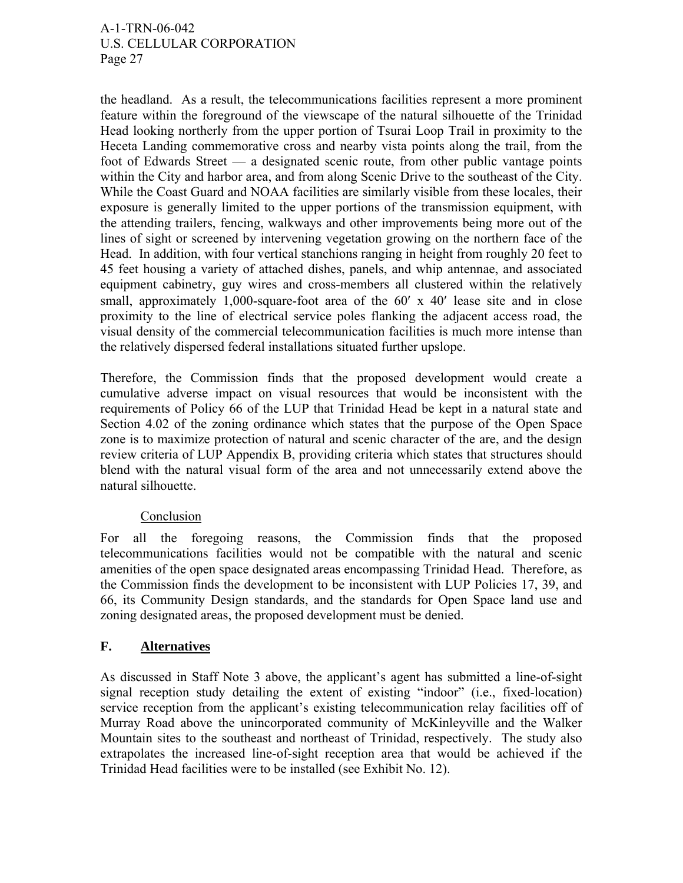the headland. As a result, the telecommunications facilities represent a more prominent feature within the foreground of the viewscape of the natural silhouette of the Trinidad Head looking northerly from the upper portion of Tsurai Loop Trail in proximity to the Heceta Landing commemorative cross and nearby vista points along the trail, from the foot of Edwards Street — a designated scenic route, from other public vantage points within the City and harbor area, and from along Scenic Drive to the southeast of the City. While the Coast Guard and NOAA facilities are similarly visible from these locales, their exposure is generally limited to the upper portions of the transmission equipment, with the attending trailers, fencing, walkways and other improvements being more out of the lines of sight or screened by intervening vegetation growing on the northern face of the Head. In addition, with four vertical stanchions ranging in height from roughly 20 feet to 45 feet housing a variety of attached dishes, panels, and whip antennae, and associated equipment cabinetry, guy wires and cross-members all clustered within the relatively small, approximately 1,000-square-foot area of the 60′ x 40′ lease site and in close proximity to the line of electrical service poles flanking the adjacent access road, the visual density of the commercial telecommunication facilities is much more intense than the relatively dispersed federal installations situated further upslope.

Therefore, the Commission finds that the proposed development would create a cumulative adverse impact on visual resources that would be inconsistent with the requirements of Policy 66 of the LUP that Trinidad Head be kept in a natural state and Section 4.02 of the zoning ordinance which states that the purpose of the Open Space zone is to maximize protection of natural and scenic character of the are, and the design review criteria of LUP Appendix B, providing criteria which states that structures should blend with the natural visual form of the area and not unnecessarily extend above the natural silhouette.

Conclusion

For all the foregoing reasons, the Commission finds that the proposed telecommunications facilities would not be compatible with the natural and scenic amenities of the open space designated areas encompassing Trinidad Head. Therefore, as the Commission finds the development to be inconsistent with LUP Policies 17, 39, and 66, its Community Design standards, and the standards for Open Space land use and zoning designated areas, the proposed development must be denied.

## F. Alternatives

As discussed in Staff Note 3 above, the applicant's agent has submitted a line-of-sight signal reception study detailing the extent of existing "indoor" (i.e., fixed-location) service reception from the applicant's existing telecommunication relay facilities off of Murray Road above the unincorporated community of McKinleyville and the Walker Mountain sites to the southeast and northeast of Trinidad, respectively. The study also extrapolates the increased line-of-sight reception area that would be achieved if the Trinidad Head facilities were to be installed (see Exhibit No. 12).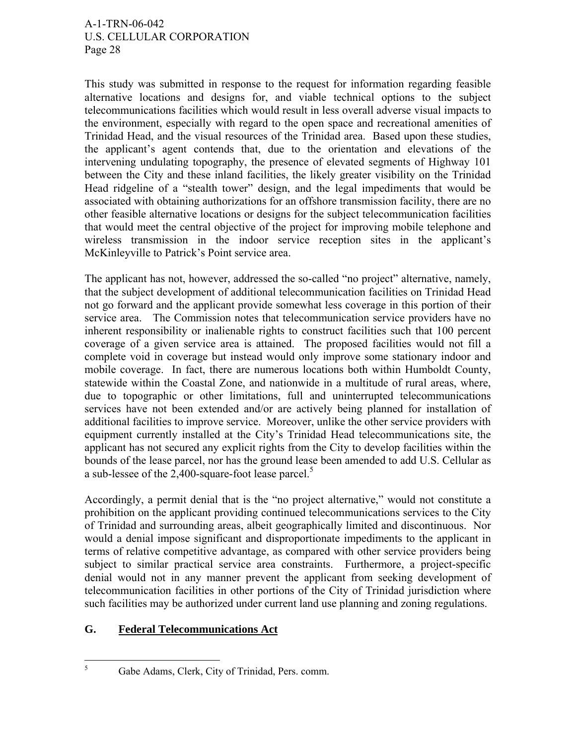This study was submitted in response to the request for information regarding feasible alternative locations and designs for, and viable technical options to the subject telecommunications facilities which would result in less overall adverse visual impacts to the environment, especially with regard to the open space and recreational amenities of Trinidad Head, and the visual resources of the Trinidad area. Based upon these studies, the applicant's agent contends that, due to the orientation and elevations of the intervening undulating topography, the presence of elevated segments of Highway 101 between the City and these inland facilities, the likely greater visibility on the Trinidad Head ridgeline of a "stealth tower" design, and the legal impediments that would be associated with obtaining authorizations for an offshore transmission facility, there are no other feasible alternative locations or designs for the subject telecommunication facilities that would meet the central objective of the project for improving mobile telephone and wireless transmission in the indoor service reception sites in the applicant's McKinleyville to Patrick's Point service area.

The applicant has not, however, addressed the so-called "no project" alternative, namely, that the subject development of additional telecommunication facilities on Trinidad Head not go forward and the applicant provide somewhat less coverage in this portion of their service area. The Commission notes that telecommunication service providers have no inherent responsibility or inalienable rights to construct facilities such that 100 percent coverage of a given service area is attained. The proposed facilities would not fill a complete void in coverage but instead would only improve some stationary indoor and mobile coverage. In fact, there are numerous locations both within Humboldt County, statewide within the Coastal Zone, and nationwide in a multitude of rural areas, where, due to topographic or other limitations, full and uninterrupted telecommunications services have not been extended and/or are actively being planned for installation of additional facilities to improve service. Moreover, unlike the other service providers with equipment currently installed at the City's Trinidad Head telecommunications site, the applicant has not secured any explicit rights from the City to develop facilities within the bounds of the lease parcel, nor has the ground lease been amended to add U.S. Cellular as a sub-lessee of the 2,400-square-foot lease parcel.[5]

Accordingly, a permit denial that is the "no project alternative," would not constitute a prohibition on the applicant providing continued telecommunications services to the City of Trinidad and surrounding areas, albeit geographically limited and discontinuous. Nor would a denial impose significant and disproportionate impediments to the applicant in terms of relative competitive advantage, as compared with other service providers being subject to similar practical service area constraints. Furthermore, a project-specific denial would not in any manner prevent the applicant from seeking development of telecommunication facilities in other portions of the City of Trinidad jurisdiction where such facilities may be authorized under current land use planning and zoning regulations.

## G. Federal Telecommunications Act

---

[5] Gabe Adams, Clerk, City of Trinidad, Pers. comm.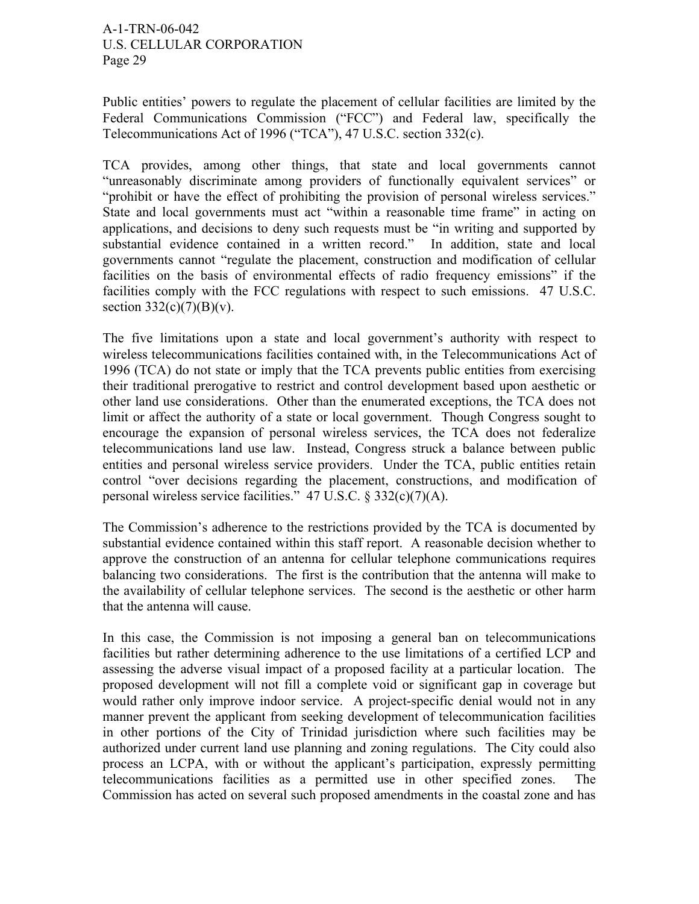Public entities' powers to regulate the placement of cellular facilities are limited by the Federal Communications Commission ("FCC") and Federal law, specifically the Telecommunications Act of 1996 ("TCA"), 47 U.S.C. section 332(c).

TCA provides, among other things, that state and local governments cannot "unreasonably discriminate among providers of functionally equivalent services" or "prohibit or have the effect of prohibiting the provision of personal wireless services." State and local governments must act "within a reasonable time frame" in acting on applications, and decisions to deny such requests must be "in writing and supported by substantial evidence contained in a written record." In addition, state and local governments cannot "regulate the placement, construction and modification of cellular facilities on the basis of environmental effects of radio frequency emissions" if the facilities comply with the FCC regulations with respect to such emissions. 47 U.S.C. section 332(c)(7)(B)(v).

The five limitations upon a state and local government's authority with respect to wireless telecommunications facilities contained with, in the Telecommunications Act of 1996 (TCA) do not state or imply that the TCA prevents public entities from exercising their traditional prerogative to restrict and control development based upon aesthetic or other land use considerations. Other than the enumerated exceptions, the TCA does not limit or affect the authority of a state or local government. Though Congress sought to encourage the expansion of personal wireless services, the TCA does not federalize telecommunications land use law. Instead, Congress struck a balance between public entities and personal wireless service providers. Under the TCA, public entities retain control "over decisions regarding the placement, constructions, and modification of personal wireless service facilities." 47 U.S.C. § 332(c)(7)(A).

The Commission's adherence to the restrictions provided by the TCA is documented by substantial evidence contained within this staff report. A reasonable decision whether to approve the construction of an antenna for cellular telephone communications requires balancing two considerations. The first is the contribution that the antenna will make to the availability of cellular telephone services. The second is the aesthetic or other harm that the antenna will cause.

In this case, the Commission is not imposing a general ban on telecommunications facilities but rather determining adherence to the use limitations of a certified LCP and assessing the adverse visual impact of a proposed facility at a particular location. The proposed development will not fill a complete void or significant gap in coverage but would rather only improve indoor service. A project-specific denial would not in any manner prevent the applicant from seeking development of telecommunication facilities in other portions of the City of Trinidad jurisdiction where such facilities may be authorized under current land use planning and zoning regulations. The City could also process an LCPA, with or without the applicant's participation, expressly permitting telecommunications facilities as a permitted use in other specified zones. The Commission has acted on several such proposed amendments in the coastal zone and has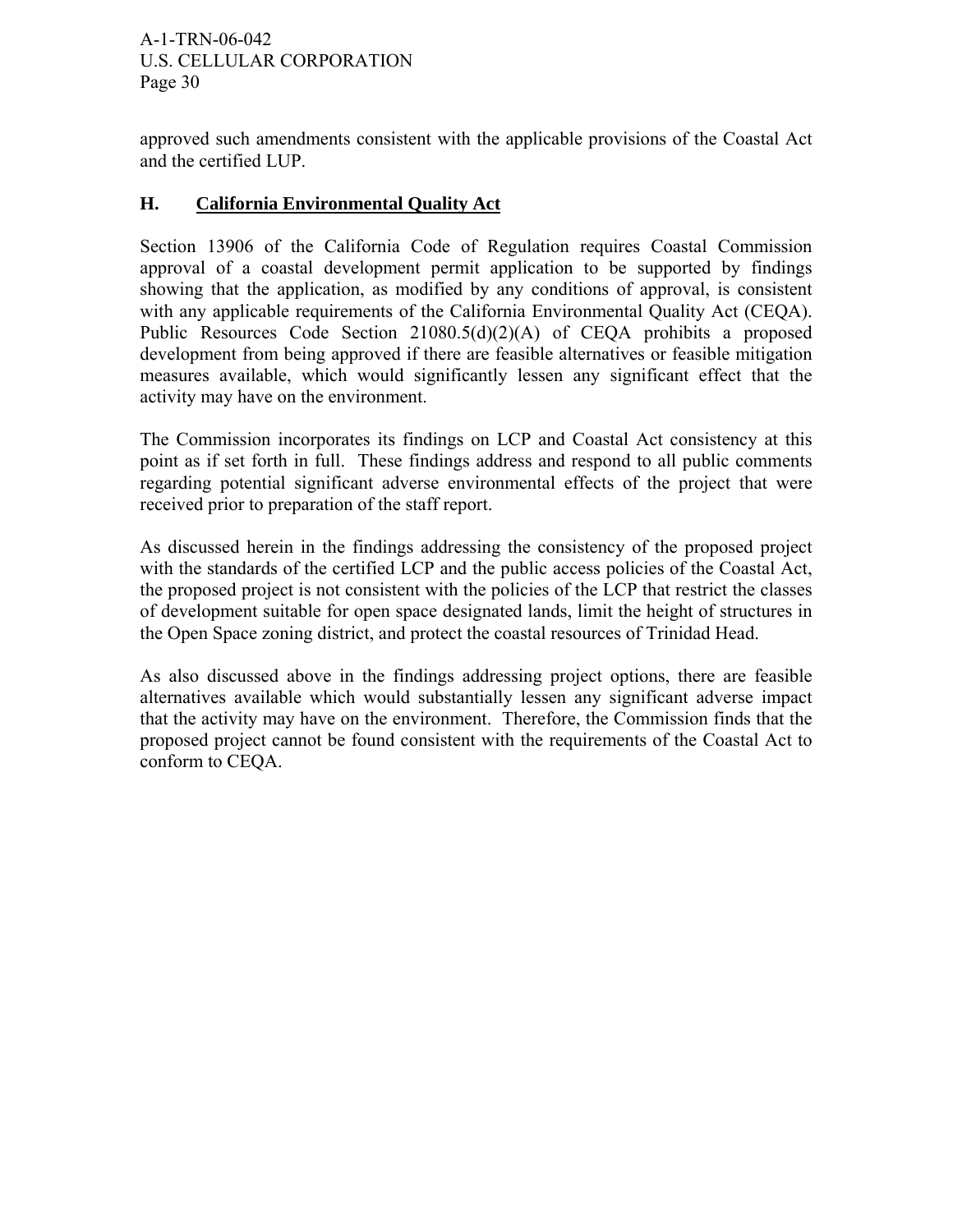approved such amendments consistent with the applicable provisions of the Coastal Act and the certified LUP.

## H. California Environmental Quality Act

Section 13906 of the California Code of Regulation requires Coastal Commission approval of a coastal development permit application to be supported by findings showing that the application, as modified by any conditions of approval, is consistent with any applicable requirements of the California Environmental Quality Act (CEQA). Public Resources Code Section 21080.5(d)(2)(A) of CEQA prohibits a proposed development from being approved if there are feasible alternatives or feasible mitigation measures available, which would significantly lessen any significant effect that the activity may have on the environment.

The Commission incorporates its findings on LCP and Coastal Act consistency at this point as if set forth in full. These findings address and respond to all public comments regarding potential significant adverse environmental effects of the project that were received prior to preparation of the staff report.

As discussed herein in the findings addressing the consistency of the proposed project with the standards of the certified LCP and the public access policies of the Coastal Act, the proposed project is not consistent with the policies of the LCP that restrict the classes of development suitable for open space designated lands, limit the height of structures in the Open Space zoning district, and protect the coastal resources of Trinidad Head.

As also discussed above in the findings addressing project options, there are feasible alternatives available which would substantially lessen any significant adverse impact that the activity may have on the environment. Therefore, the Commission finds that the proposed project cannot be found consistent with the requirements of the Coastal Act to conform to CEQA.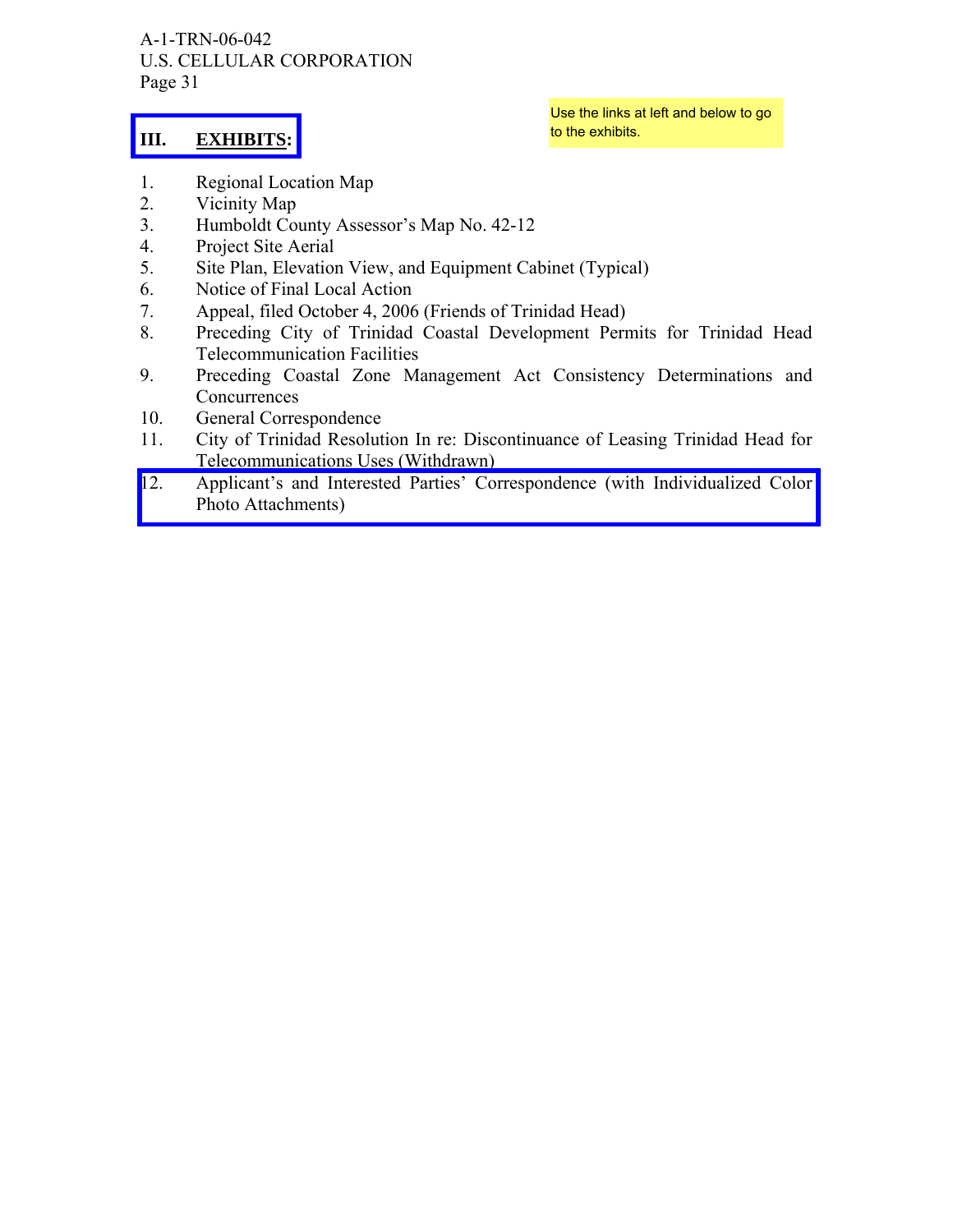## III. EXHIBITS:

Use the links at left and below to go to the exhibits.

1. Regional Location Map
2. Vicinity Map
3. Humboldt County Assessor's Map No. 42-12
4. Project Site Aerial
5. Site Plan, Elevation View, and Equipment Cabinet (Typical)
6. Notice of Final Local Action
7. Appeal, filed October 4, 2006 (Friends of Trinidad Head)
8. Preceding City of Trinidad Coastal Development Permits for Trinidad Head Telecommunication Facilities
9. Preceding Coastal Zone Management Act Consistency Determinations and Concurrences
10. General Correspondence
11. City of Trinidad Resolution In re: Discontinuance of Leasing Trinidad Head for Telecommunications Uses (Withdrawn)
12. Applicant's and Interested Parties' Correspondence (with Individualized Color Photo Attachments)